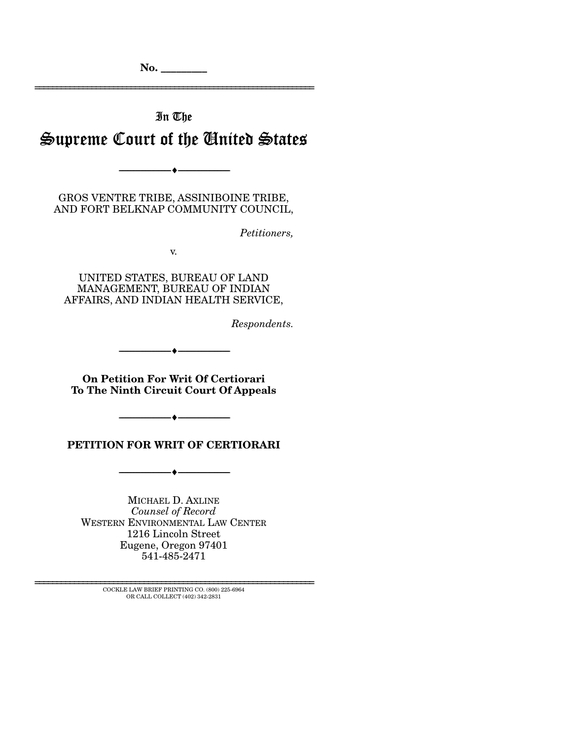No. ________

In The

# Supreme Court of the United States

GROS VENTRE TRIBE, ASSINIBOINE TRIBE, AND FORT BELKNAP COMMUNITY COUNCIL,

*Petitioners,*

v.

UNITED STATES, BUREAU OF LAND MANAGEMENT, BUREAU OF INDIAN AFFAIRS, AND INDIAN HEALTH SERVICE,

*Respondents.*

**On Petition For Writ Of Certiorari To The Ninth Circuit Court Of Appeals**

**PETITION FOR WRIT OF CERTIORARI**

MICHAEL D. AXLINE
*Counsel of Record*
WESTERN ENVIRONMENTAL LAW CENTER
1216 Lincoln Street
Eugene, Oregon 97401
541-485-2471

COCKLE LAW BRIEF PRINTING CO. (800) 225-6964
OR CALL COLLECT (402) 342-2831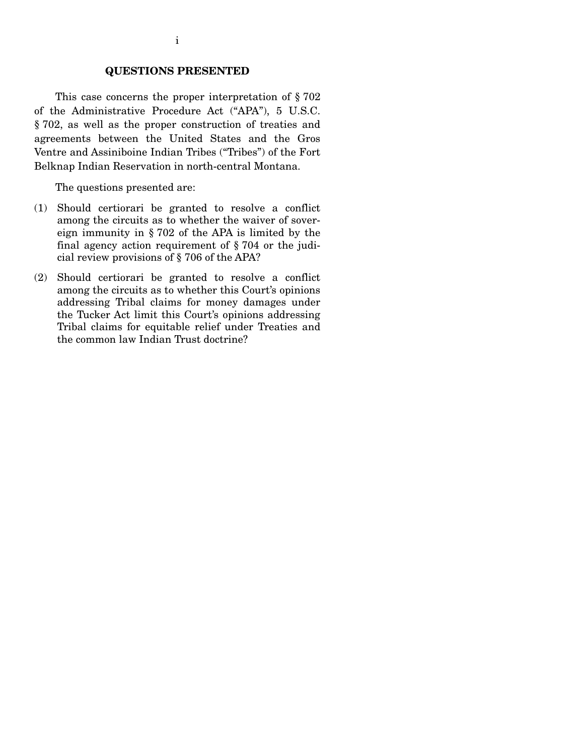## QUESTIONS PRESENTED

This case concerns the proper interpretation of § 702 of the Administrative Procedure Act ("APA"), 5 U.S.C. § 702, as well as the proper construction of treaties and agreements between the United States and the Gros Ventre and Assiniboine Indian Tribes ("Tribes") of the Fort Belknap Indian Reservation in north-central Montana.

The questions presented are:

(1) Should certiorari be granted to resolve a conflict among the circuits as to whether the waiver of sovereign immunity in § 702 of the APA is limited by the final agency action requirement of § 704 or the judicial review provisions of § 706 of the APA?

(2) Should certiorari be granted to resolve a conflict among the circuits as to whether this Court's opinions addressing Tribal claims for money damages under the Tucker Act limit this Court's opinions addressing Tribal claims for equitable relief under Treaties and the common law Indian Trust doctrine?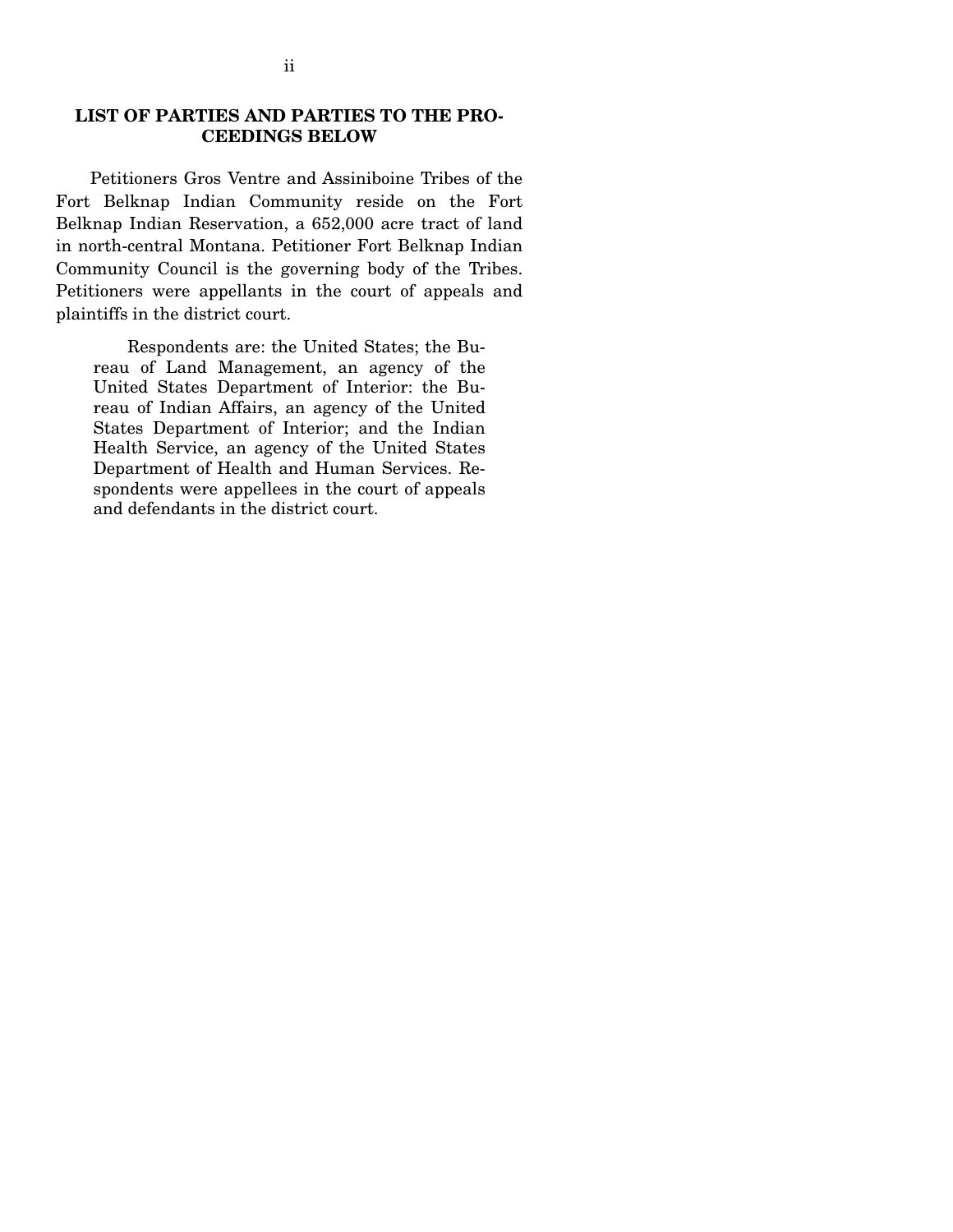## LIST OF PARTIES AND PARTIES TO THE PROCEEDINGS BELOW

Petitioners Gros Ventre and Assiniboine Tribes of the Fort Belknap Indian Community reside on the Fort Belknap Indian Reservation, a 652,000 acre tract of land in north-central Montana. Petitioner Fort Belknap Indian Community Council is the governing body of the Tribes. Petitioners were appellants in the court of appeals and plaintiffs in the district court.

> Respondents are: the United States; the Bureau of Land Management, an agency of the United States Department of Interior: the Bureau of Indian Affairs, an agency of the United States Department of Interior; and the Indian Health Service, an agency of the United States Department of Health and Human Services. Respondents were appellees in the court of appeals and defendants in the district court.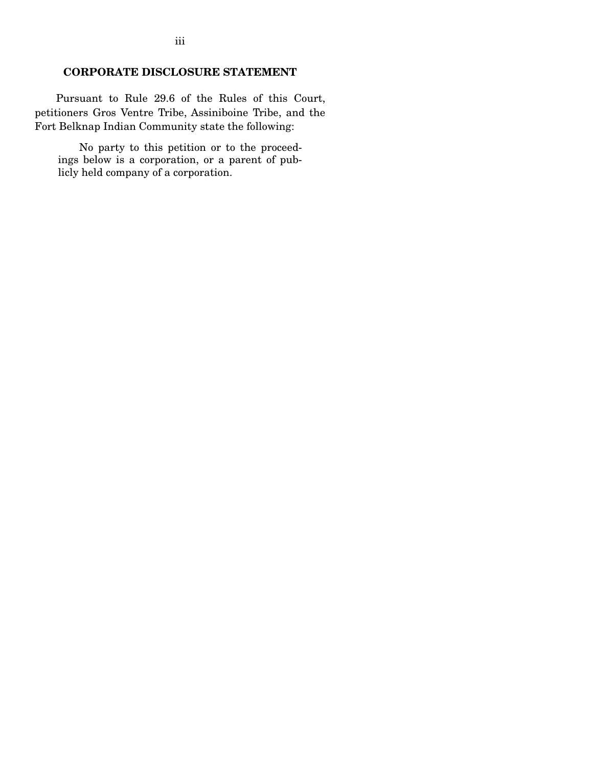## CORPORATE DISCLOSURE STATEMENT

Pursuant to Rule 29.6 of the Rules of this Court, petitioners Gros Ventre Tribe, Assiniboine Tribe, and the Fort Belknap Indian Community state the following:

> No party to this petition or to the proceedings below is a corporation, or a parent of publicly held company of a corporation.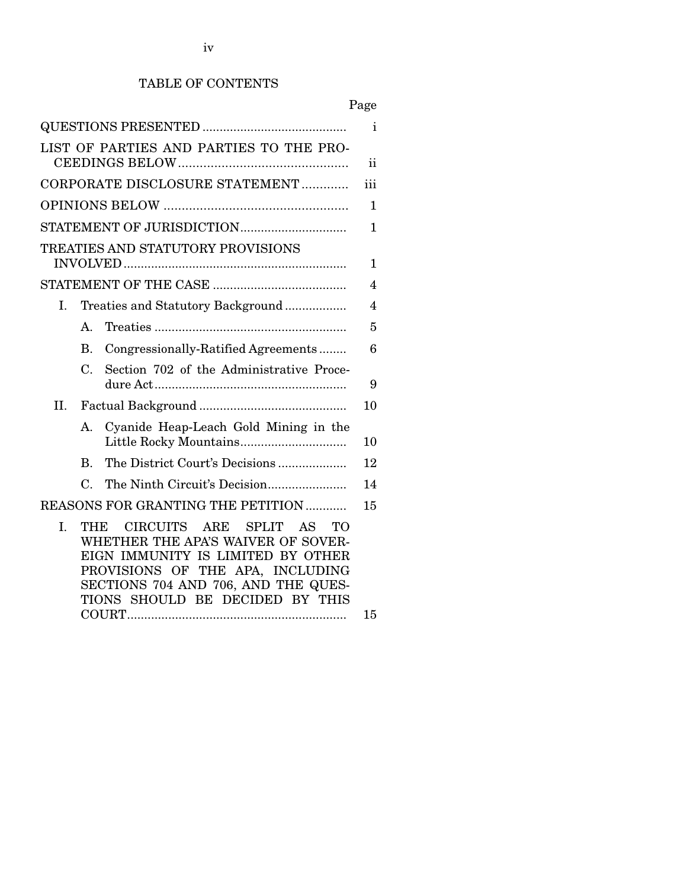TABLE OF CONTENTS

| | Page |
|---|---|
| QUESTIONS PRESENTED | i |
| LIST OF PARTIES AND PARTIES TO THE PROCEEDINGS BELOW | ii |
| CORPORATE DISCLOSURE STATEMENT | iii |
| OPINIONS BELOW | 1 |
| STATEMENT OF JURISDICTION | 1 |
| TREATIES AND STATUTORY PROVISIONS INVOLVED | 1 |
| STATEMENT OF THE CASE | 4 |
| I. Treaties and Statutory Background | 4 |
| A. Treaties | 5 |
| B. Congressionally-Ratified Agreements | 6 |
| C. Section 702 of the Administrative Procedure Act | 9 |
| II. Factual Background | 10 |
| A. Cyanide Heap-Leach Gold Mining in the Little Rocky Mountains | 10 |
| B. The District Court's Decisions | 12 |
| C. The Ninth Circuit's Decision | 14 |
| REASONS FOR GRANTING THE PETITION | 15 |
| I. THE CIRCUITS ARE SPLIT AS TO WHETHER THE APA'S WAIVER OF SOVEREIGN IMMUNITY IS LIMITED BY OTHER PROVISIONS OF THE APA, INCLUDING SECTIONS 704 AND 706, AND THE QUESTIONS SHOULD BE DECIDED BY THIS COURT | 15 |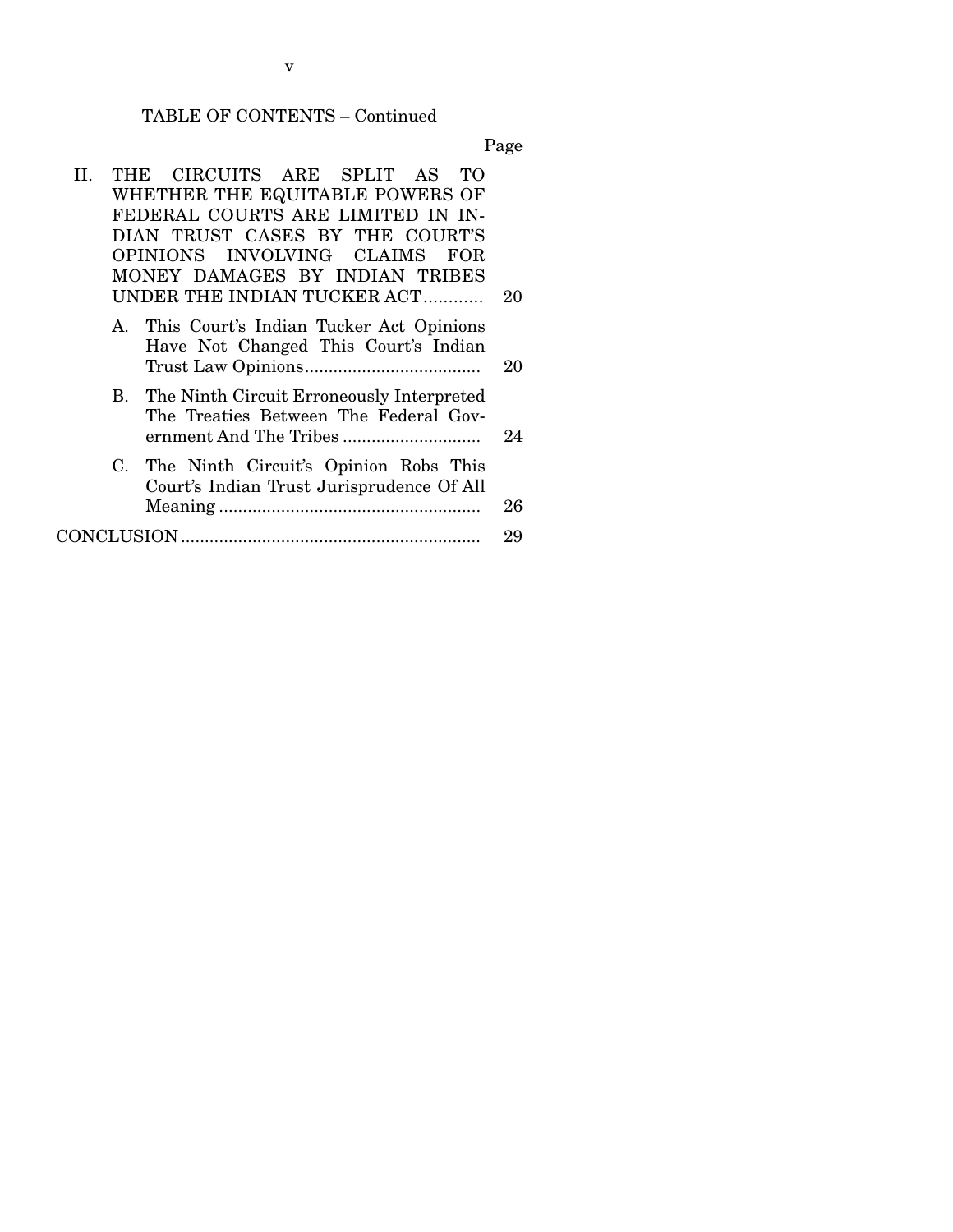TABLE OF CONTENTS – Continued

| | Page |
|---|---|
| II. THE CIRCUITS ARE SPLIT AS TO WHETHER THE EQUITABLE POWERS OF FEDERAL COURTS ARE LIMITED IN INDIAN TRUST CASES BY THE COURT'S OPINIONS INVOLVING CLAIMS FOR MONEY DAMAGES BY INDIAN TRIBES UNDER THE INDIAN TUCKER ACT ............ | 20 |
| A. This Court's Indian Tucker Act Opinions Have Not Changed This Court's Indian Trust Law Opinions ..................................... | 20 |
| B. The Ninth Circuit Erroneously Interpreted The Treaties Between The Federal Government And The Tribes ............................. | 24 |
| C. The Ninth Circuit's Opinion Robs This Court's Indian Trust Jurisprudence Of All Meaning ....................................................... | 26 |
| CONCLUSION ............................................................... | 29 |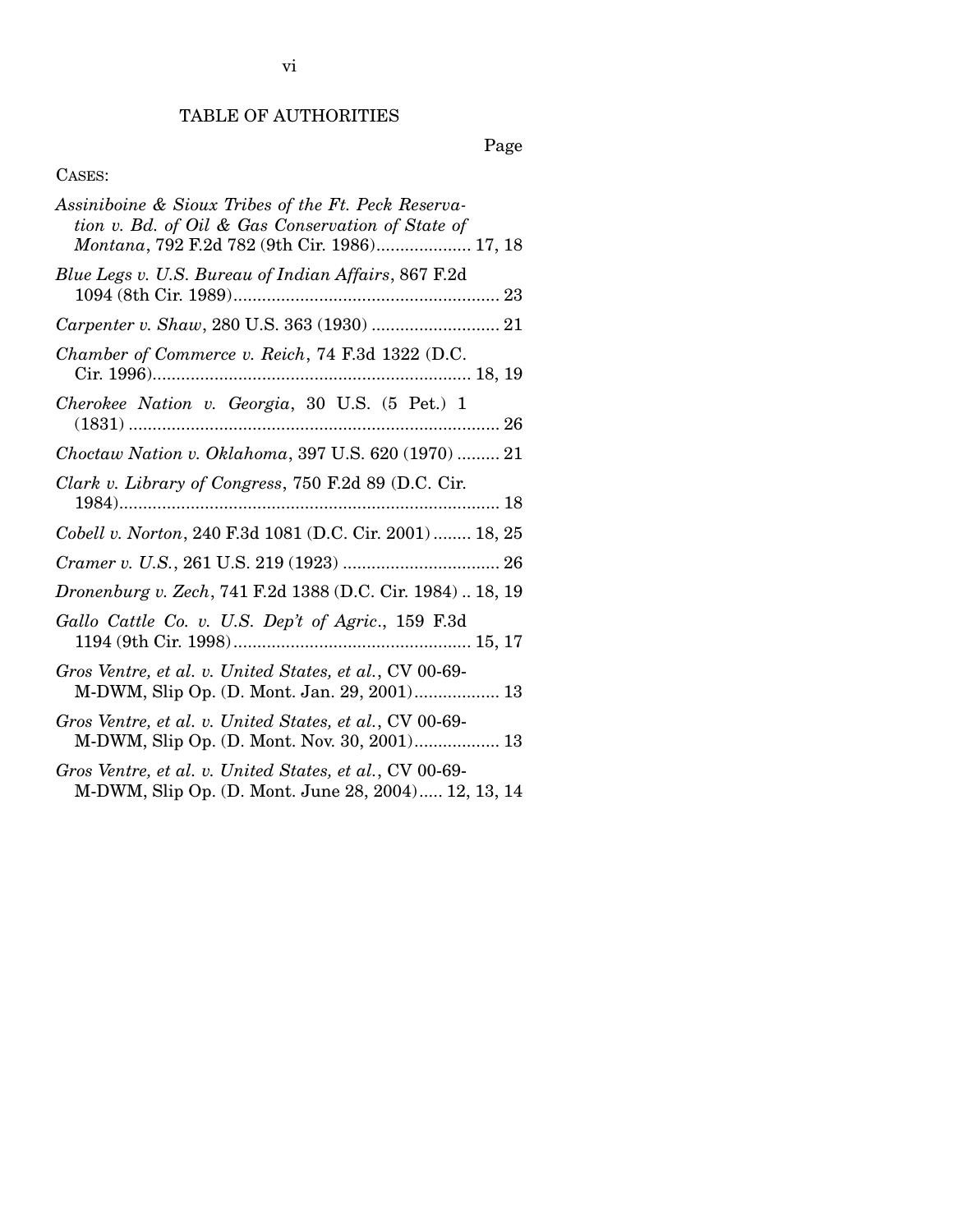# TABLE OF AUTHORITIES

Page

CASES:

*Assiniboine & Sioux Tribes of the Ft. Peck Reservation v. Bd. of Oil & Gas Conservation of State of Montana*, 792 F.2d 782 (9th Cir. 1986).................... 17, 18

*Blue Legs v. U.S. Bureau of Indian Affairs*, 867 F.2d 1094 (8th Cir. 1989)........................................................ 23

*Carpenter v. Shaw*, 280 U.S. 363 (1930) ........................... 21

*Chamber of Commerce v. Reich*, 74 F.3d 1322 (D.C. Cir. 1996)................................................................... 18, 19

*Cherokee Nation v. Georgia*, 30 U.S. (5 Pet.) 1 (1831) .............................................................................. 26

*Choctaw Nation v. Oklahoma*, 397 U.S. 620 (1970) ......... 21

*Clark v. Library of Congress*, 750 F.2d 89 (D.C. Cir. 1984)................................................................................ 18

*Cobell v. Norton*, 240 F.3d 1081 (D.C. Cir. 2001) ........ 18, 25

*Cramer v. U.S.*, 261 U.S. 219 (1923) ................................. 26

*Dronenburg v. Zech*, 741 F.2d 1388 (D.C. Cir. 1984) .. 18, 19

*Gallo Cattle Co. v. U.S. Dep't of Agric.*, 159 F.3d 1194 (9th Cir. 1998).................................................. 15, 17

*Gros Ventre, et al. v. United States, et al.*, CV 00-69-M-DWM, Slip Op. (D. Mont. Jan. 29, 2001).................. 13

*Gros Ventre, et al. v. United States, et al.*, CV 00-69-M-DWM, Slip Op. (D. Mont. Nov. 30, 2001).................. 13

*Gros Ventre, et al. v. United States, et al.*, CV 00-69-M-DWM, Slip Op. (D. Mont. June 28, 2004)..... 12, 13, 14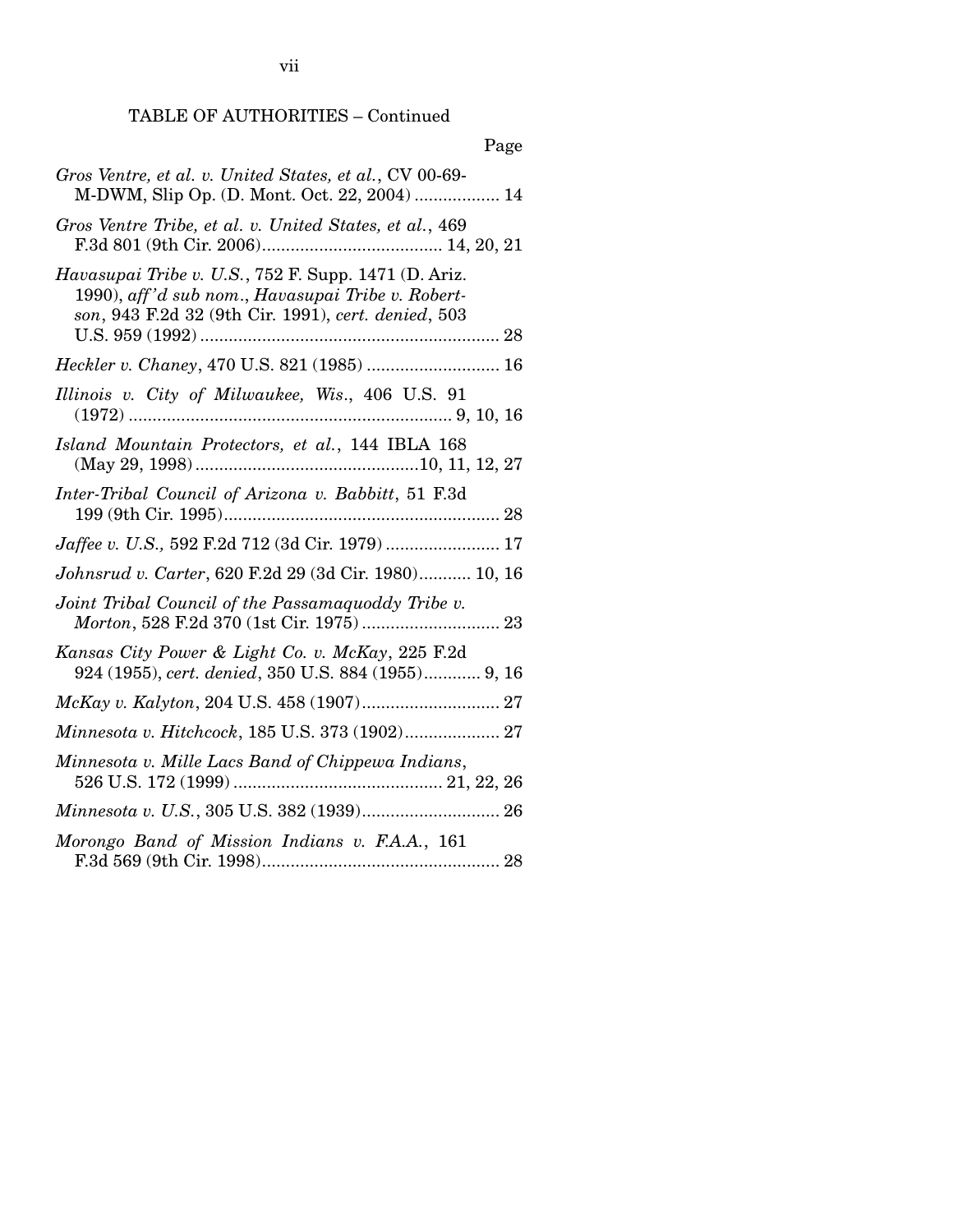TABLE OF AUTHORITIES – Continued

Page

*Gros Ventre, et al. v. United States, et al.*, CV 00-69-M-DWM, Slip Op. (D. Mont. Oct. 22, 2004) .................. 14

*Gros Ventre Tribe, et al. v. United States, et al.*, 469 F.3d 801 (9th Cir. 2006)...................................... 14, 20, 21

*Havasupai Tribe v. U.S.*, 752 F. Supp. 1471 (D. Ariz. 1990), *aff'd sub nom*., *Havasupai Tribe v. Robertson*, 943 F.2d 32 (9th Cir. 1991), *cert. denied*, 503 U.S. 959 (1992) ............................................................... 28

*Heckler v. Chaney*, 470 U.S. 821 (1985) ............................ 16

*Illinois v. City of Milwaukee, Wis*., 406 U.S. 91 (1972) .................................................................... 9, 10, 16

*Island Mountain Protectors, et al.*, 144 IBLA 168 (May 29, 1998) ...............................................10, 11, 12, 27

*Inter-Tribal Council of Arizona v. Babbitt*, 51 F.3d 199 (9th Cir. 1995).......................................................... 28

*Jaffee v. U.S.,* 592 F.2d 712 (3d Cir. 1979) ........................ 17

*Johnsrud v. Carter*, 620 F.2d 29 (3d Cir. 1980)........... 10, 16

*Joint Tribal Council of the Passamaquoddy Tribe v. Morton*, 528 F.2d 370 (1st Cir. 1975) ............................. 23

*Kansas City Power & Light Co. v. McKay*, 225 F.2d 924 (1955), *cert. denied*, 350 U.S. 884 (1955)............ 9, 16

*McKay v. Kalyton*, 204 U.S. 458 (1907)............................. 27

*Minnesota v. Hitchcock*, 185 U.S. 373 (1902).................... 27

*Minnesota v. Mille Lacs Band of Chippewa Indians*, 526 U.S. 172 (1999) ............................................ 21, 22, 26

*Minnesota v. U.S.*, 305 U.S. 382 (1939)............................. 26

*Morongo Band of Mission Indians v. F.A.A.*, 161 F.3d 569 (9th Cir. 1998).................................................. 28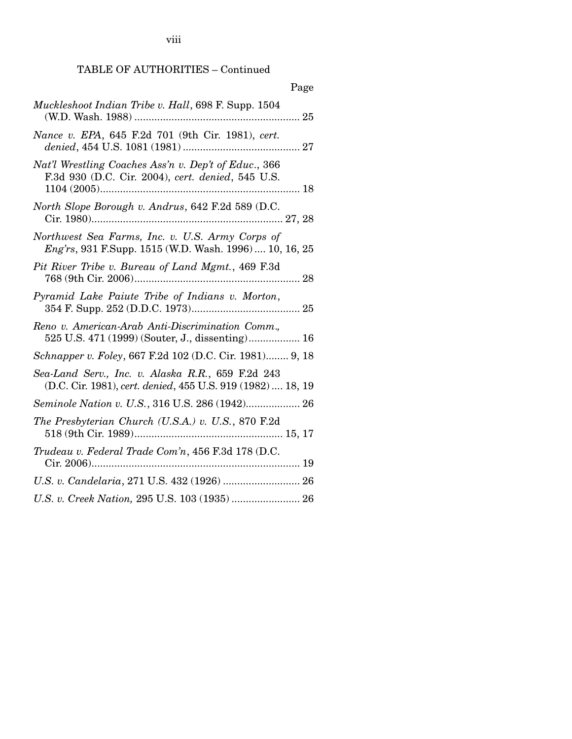TABLE OF AUTHORITIES – Continued

Page

*Muckleshoot Indian Tribe v. Hall*, 698 F. Supp. 1504 (W.D. Wash. 1988) .......................................................... 25

*Nance v. EPA*, 645 F.2d 701 (9th Cir. 1981), *cert. denied*, 454 U.S. 1081 (1981) ......................................... 27

*Nat'l Wrestling Coaches Ass'n v. Dep't of Educ*., 366 F.3d 930 (D.C. Cir. 2004), *cert. denied*, 545 U.S. 1104 (2005)...................................................................... 18

*North Slope Borough v. Andrus*, 642 F.2d 589 (D.C. Cir. 1980).................................................................. 27, 28

*Northwest Sea Farms, Inc. v. U.S. Army Corps of Eng'rs*, 931 F.Supp. 1515 (W.D. Wash. 1996) .... 10, 16, 25

*Pit River Tribe v. Bureau of Land Mgmt.*, 469 F.3d 768 (9th Cir. 2006).......................................................... 28

*Pyramid Lake Paiute Tribe of Indians v. Morton*, 354 F. Supp. 252 (D.D.C. 1973)...................................... 25

*Reno v. American-Arab Anti-Discrimination Comm.*, 525 U.S. 471 (1999) (Souter, J., dissenting).................. 16

*Schnapper v. Foley*, 667 F.2d 102 (D.C. Cir. 1981)........ 9, 18

*Sea-Land Serv., Inc. v. Alaska R.R.*, 659 F.2d 243 (D.C. Cir. 1981), *cert. denied*, 455 U.S. 919 (1982) .... 18, 19

*Seminole Nation v. U.S.*, 316 U.S. 286 (1942)................... 26

*The Presbyterian Church (U.S.A.) v. U.S.*, 870 F.2d 518 (9th Cir. 1989).................................................... 15, 17

*Trudeau v. Federal Trade Com'n*, 456 F.3d 178 (D.C. Cir. 2006)......................................................................... 19

*U.S. v. Candelaria*, 271 U.S. 432 (1926) ........................... 26

*U.S. v. Creek Nation,* 295 U.S. 103 (1935) ........................ 26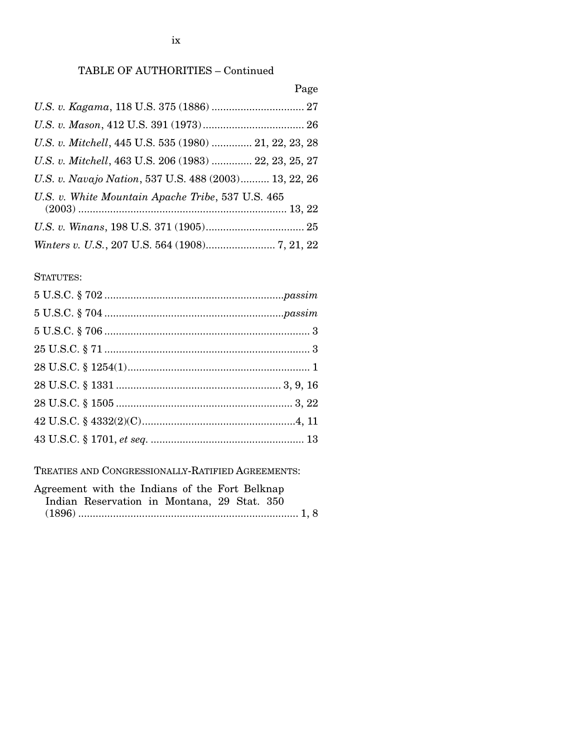TABLE OF AUTHORITIES – Continued

Page

*U.S. v. Kagama*, 118 U.S. 375 (1886) ................................ 27

*U.S. v. Mason*, 412 U.S. 391 (1973) ................................... 26

*U.S. v. Mitchell*, 445 U.S. 535 (1980) ............. 21, 22, 23, 28

*U.S. v. Mitchell*, 463 U.S. 206 (1983) ............. 22, 23, 25, 27

*U.S. v. Navajo Nation*, 537 U.S. 488 (2003).......... 13, 22, 26

*U.S. v. White Mountain Apache Tribe*, 537 U.S. 465 (2003) ....................................................................... 13, 22

*U.S. v. Winans*, 198 U.S. 371 (1905).................................. 25

*Winters v. U.S.*, 207 U.S. 564 (1908)........................ 7, 21, 22

STATUTES:

5 U.S.C. § 702 ............................................................*passim*

5 U.S.C. § 704 ............................................................*passim*

5 U.S.C. § 706 ....................................................................... 3

25 U.S.C. § 71 ...................................................................... 3

28 U.S.C. § 1254(1)............................................................... 1

28 U.S.C. § 1331 ......................................................... 3, 9, 16

28 U.S.C. § 1505 ............................................................ 3, 22

42 U.S.C. § 4332(2)(C).....................................................4, 11

43 U.S.C. § 1701, *et seq.* ..................................................... 13

TREATIES AND CONGRESSIONALLY-RATIFIED AGREEMENTS:

Agreement with the Indians of the Fort Belknap Indian Reservation in Montana, 29 Stat. 350 (1896) ........................................................................... 1, 8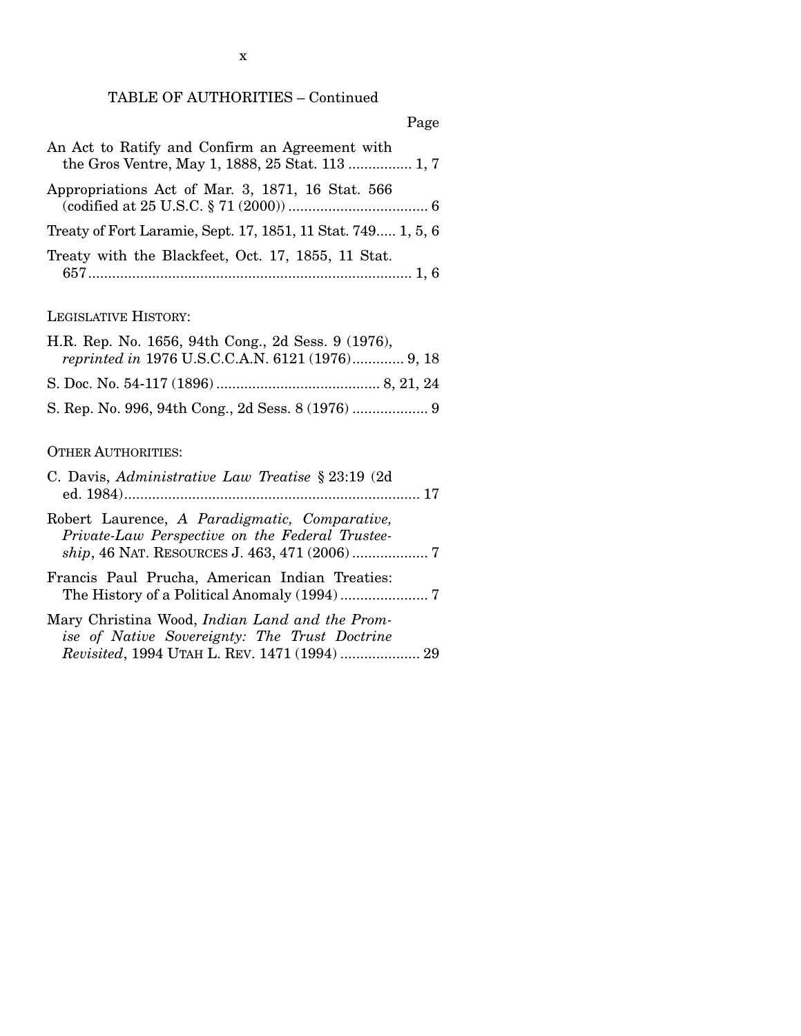TABLE OF AUTHORITIES – Continued

Page

An Act to Ratify and Confirm an Agreement with the Gros Ventre, May 1, 1888, 25 Stat. 113 ................ 1, 7

Appropriations Act of Mar. 3, 1871, 16 Stat. 566 (codified at 25 U.S.C. § 71 (2000)) .................................... 6

Treaty of Fort Laramie, Sept. 17, 1851, 11 Stat. 749..... 1, 5, 6

Treaty with the Blackfeet, Oct. 17, 1855, 11 Stat. 657.................................................................................. 1, 6

LEGISLATIVE HISTORY:

H.R. Rep. No. 1656, 94th Cong., 2d Sess. 9 (1976), *reprinted in* 1976 U.S.C.C.A.N. 6121 (1976)............. 9, 18

S. Doc. No. 54-117 (1896) ......................................... 8, 21, 24

S. Rep. No. 996, 94th Cong., 2d Sess. 8 (1976) ................... 9

OTHER AUTHORITIES:

C. Davis, *Administrative Law Treatise* § 23:19 (2d ed. 1984)........................................................................... 17

Robert Laurence, *A Paradigmatic, Comparative, Private-Law Perspective on the Federal Trusteeship*, 46 NAT. RESOURCES J. 463, 471 (2006) ................... 7

Francis Paul Prucha, American Indian Treaties: The History of a Political Anomaly (1994) ...................... 7

Mary Christina Wood, *Indian Land and the Promise of Native Sovereignty: The Trust Doctrine Revisited*, 1994 UTAH L. REV. 1471 (1994) .................... 29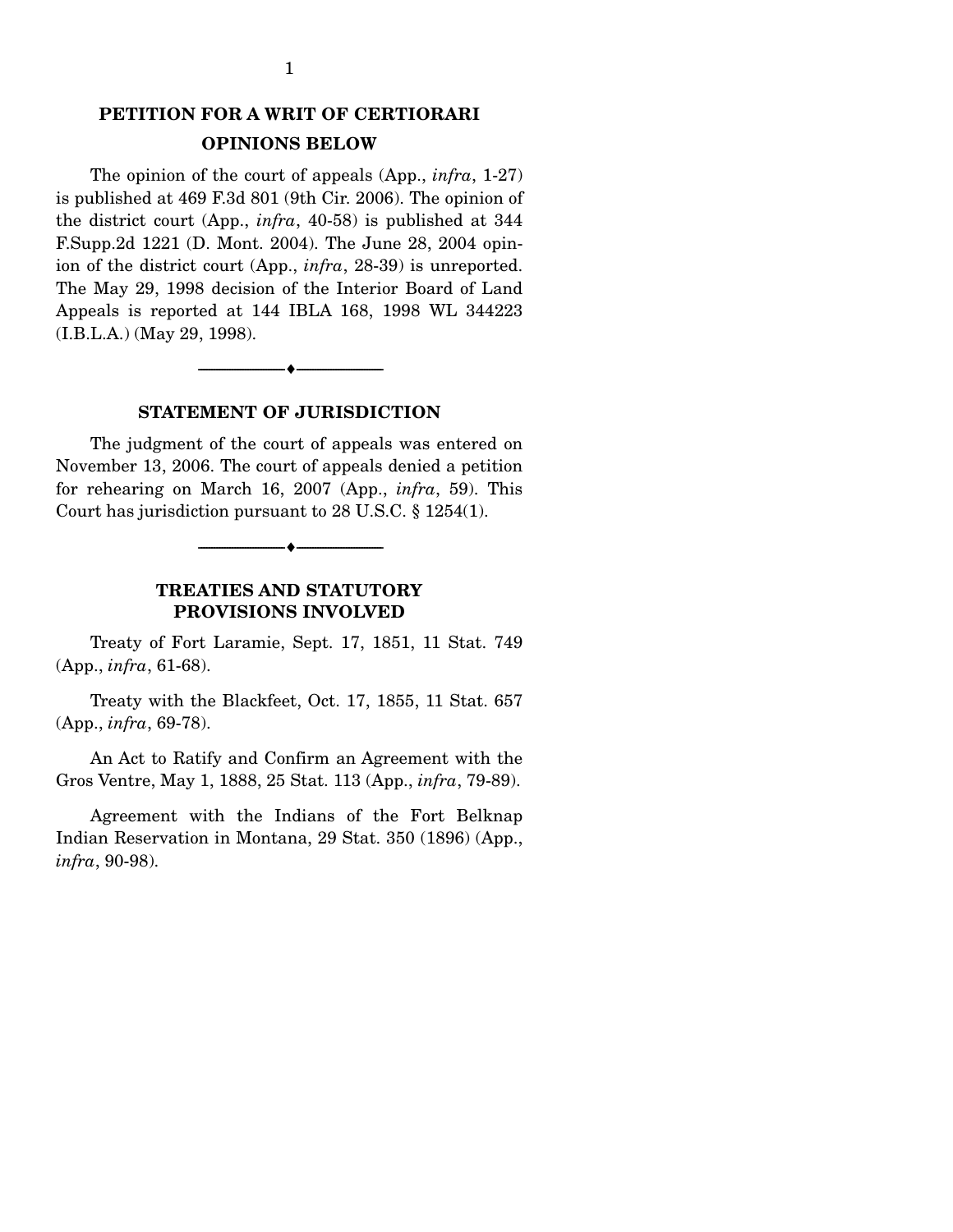# PETITION FOR A WRIT OF CERTIORARI

## OPINIONS BELOW

The opinion of the court of appeals (App., *infra*, 1-27) is published at 469 F.3d 801 (9th Cir. 2006). The opinion of the district court (App., *infra*, 40-58) is published at 344 F.Supp.2d 1221 (D. Mont. 2004). The June 28, 2004 opinion of the district court (App., *infra*, 28-39) is unreported. The May 29, 1998 decision of the Interior Board of Land Appeals is reported at 144 IBLA 168, 1998 WL 344223 (I.B.L.A.) (May 29, 1998).

---

## STATEMENT OF JURISDICTION

The judgment of the court of appeals was entered on November 13, 2006. The court of appeals denied a petition for rehearing on March 16, 2007 (App., *infra*, 59). This Court has jurisdiction pursuant to 28 U.S.C. § 1254(1).

---

## TREATIES AND STATUTORY PROVISIONS INVOLVED

Treaty of Fort Laramie, Sept. 17, 1851, 11 Stat. 749 (App., *infra*, 61-68).

Treaty with the Blackfeet, Oct. 17, 1855, 11 Stat. 657 (App., *infra*, 69-78).

An Act to Ratify and Confirm an Agreement with the Gros Ventre, May 1, 1888, 25 Stat. 113 (App., *infra*, 79-89).

Agreement with the Indians of the Fort Belknap Indian Reservation in Montana, 29 Stat. 350 (1896) (App., *infra*, 90-98).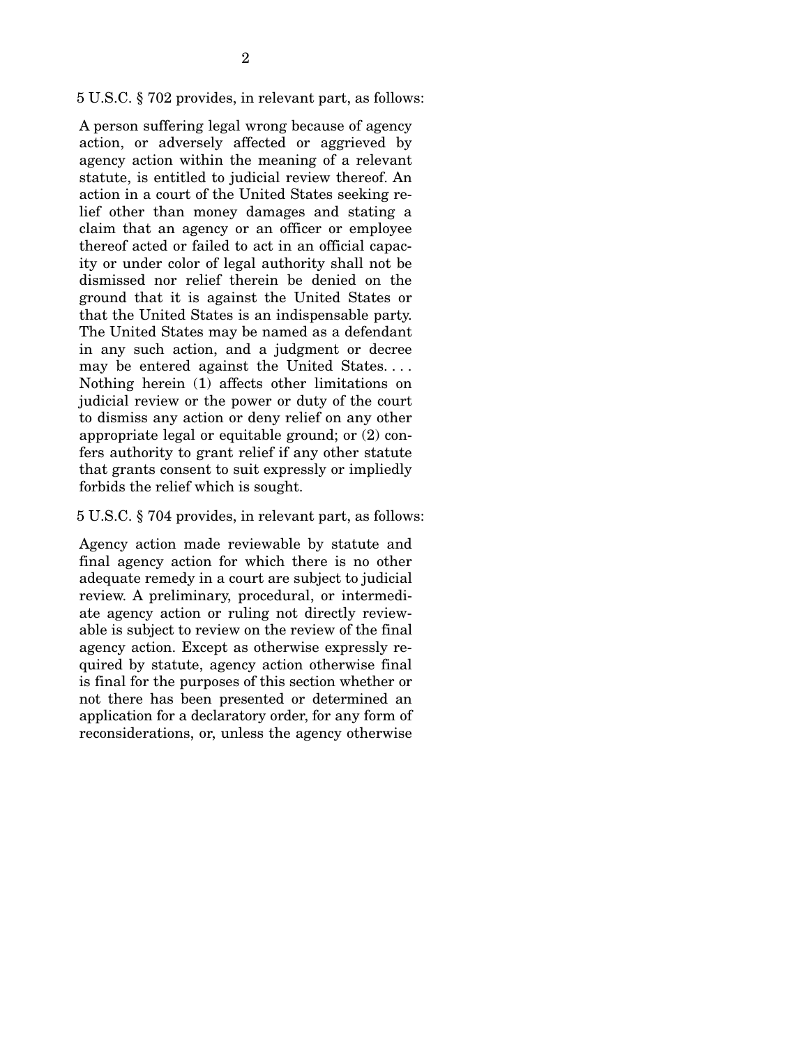5 U.S.C. § 702 provides, in relevant part, as follows:

> A person suffering legal wrong because of agency action, or adversely affected or aggrieved by agency action within the meaning of a relevant statute, is entitled to judicial review thereof. An action in a court of the United States seeking relief other than money damages and stating a claim that an agency or an officer or employee thereof acted or failed to act in an official capacity or under color of legal authority shall not be dismissed nor relief therein be denied on the ground that it is against the United States or that the United States is an indispensable party. The United States may be named as a defendant in any such action, and a judgment or decree may be entered against the United States. . . . Nothing herein (1) affects other limitations on judicial review or the power or duty of the court to dismiss any action or deny relief on any other appropriate legal or equitable ground; or (2) confers authority to grant relief if any other statute that grants consent to suit expressly or impliedly forbids the relief which is sought.

5 U.S.C. § 704 provides, in relevant part, as follows:

> Agency action made reviewable by statute and final agency action for which there is no other adequate remedy in a court are subject to judicial review. A preliminary, procedural, or intermediate agency action or ruling not directly reviewable is subject to review on the review of the final agency action. Except as otherwise expressly required by statute, agency action otherwise final is final for the purposes of this section whether or not there has been presented or determined an application for a declaratory order, for any form of reconsiderations, or, unless the agency otherwise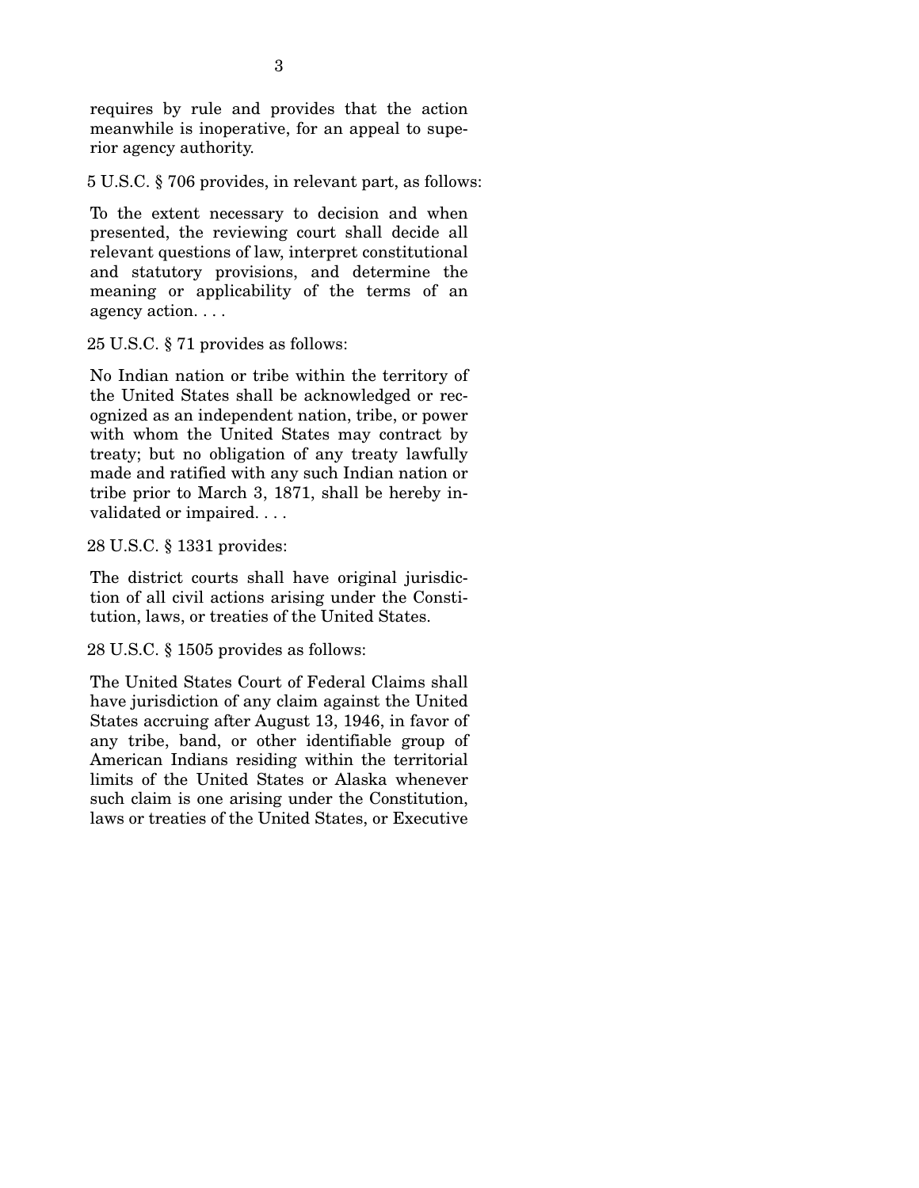requires by rule and provides that the action meanwhile is inoperative, for an appeal to superior agency authority.

5 U.S.C. § 706 provides, in relevant part, as follows:

> To the extent necessary to decision and when presented, the reviewing court shall decide all relevant questions of law, interpret constitutional and statutory provisions, and determine the meaning or applicability of the terms of an agency action. . . .

25 U.S.C. § 71 provides as follows:

> No Indian nation or tribe within the territory of the United States shall be acknowledged or recognized as an independent nation, tribe, or power with whom the United States may contract by treaty; but no obligation of any treaty lawfully made and ratified with any such Indian nation or tribe prior to March 3, 1871, shall be hereby invalidated or impaired. . . .

28 U.S.C. § 1331 provides:

> The district courts shall have original jurisdiction of all civil actions arising under the Constitution, laws, or treaties of the United States.

28 U.S.C. § 1505 provides as follows:

> The United States Court of Federal Claims shall have jurisdiction of any claim against the United States accruing after August 13, 1946, in favor of any tribe, band, or other identifiable group of American Indians residing within the territorial limits of the United States or Alaska whenever such claim is one arising under the Constitution, laws or treaties of the United States, or Executive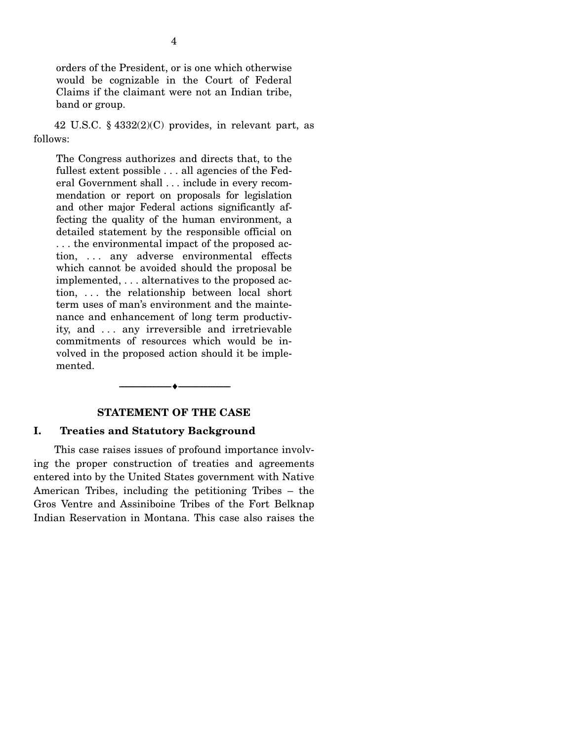orders of the President, or is one which otherwise would be cognizable in the Court of Federal Claims if the claimant were not an Indian tribe, band or group.

42 U.S.C. § 4332(2)(C) provides, in relevant part, as follows:

> The Congress authorizes and directs that, to the fullest extent possible . . . all agencies of the Federal Government shall . . . include in every recommendation or report on proposals for legislation and other major Federal actions significantly affecting the quality of the human environment, a detailed statement by the responsible official on . . . the environmental impact of the proposed action, . . . any adverse environmental effects which cannot be avoided should the proposal be implemented, . . . alternatives to the proposed action, . . . the relationship between local short term uses of man's environment and the maintenance and enhancement of long term productivity, and . . . any irreversible and irretrievable commitments of resources which would be involved in the proposed action should it be implemented.

---

## STATEMENT OF THE CASE

### I. Treaties and Statutory Background

This case raises issues of profound importance involving the proper construction of treaties and agreements entered into by the United States government with Native American Tribes, including the petitioning Tribes – the Gros Ventre and Assiniboine Tribes of the Fort Belknap Indian Reservation in Montana. This case also raises the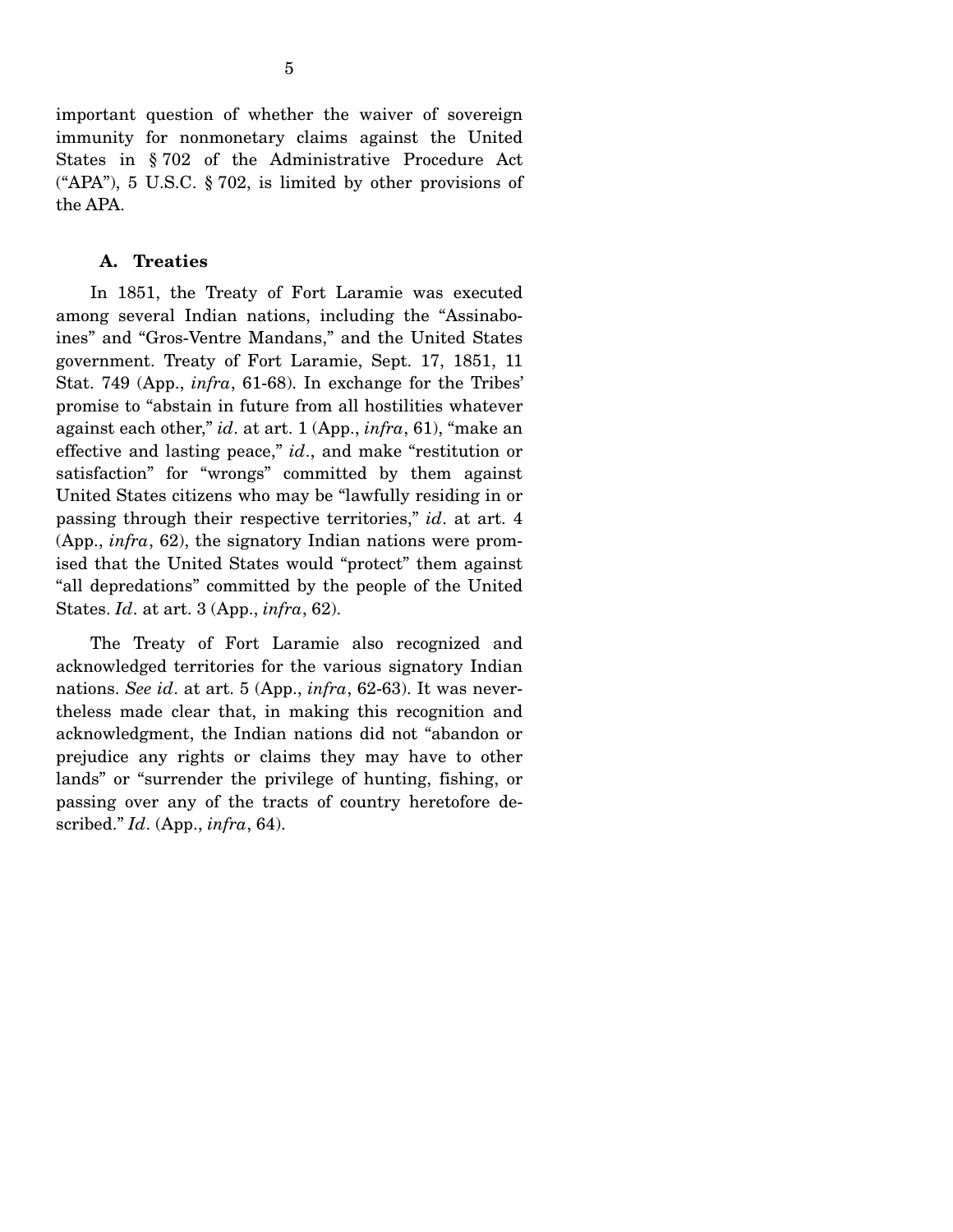important question of whether the waiver of sovereign immunity for nonmonetary claims against the United States in § 702 of the Administrative Procedure Act ("APA"), 5 U.S.C. § 702, is limited by other provisions of the APA.

### A. Treaties

In 1851, the Treaty of Fort Laramie was executed among several Indian nations, including the "Assinaboines" and "Gros-Ventre Mandans," and the United States government. Treaty of Fort Laramie, Sept. 17, 1851, 11 Stat. 749 (App., *infra*, 61-68). In exchange for the Tribes' promise to "abstain in future from all hostilities whatever against each other," *id*. at art. 1 (App., *infra*, 61), "make an effective and lasting peace," *id*., and make "restitution or satisfaction" for "wrongs" committed by them against United States citizens who may be "lawfully residing in or passing through their respective territories," *id*. at art. 4 (App., *infra*, 62), the signatory Indian nations were promised that the United States would "protect" them against "all depredations" committed by the people of the United States. *Id*. at art. 3 (App., *infra*, 62).

The Treaty of Fort Laramie also recognized and acknowledged territories for the various signatory Indian nations. *See id*. at art. 5 (App., *infra*, 62-63). It was nevertheless made clear that, in making this recognition and acknowledgment, the Indian nations did not "abandon or prejudice any rights or claims they may have to other lands" or "surrender the privilege of hunting, fishing, or passing over any of the tracts of country heretofore described." *Id*. (App., *infra*, 64).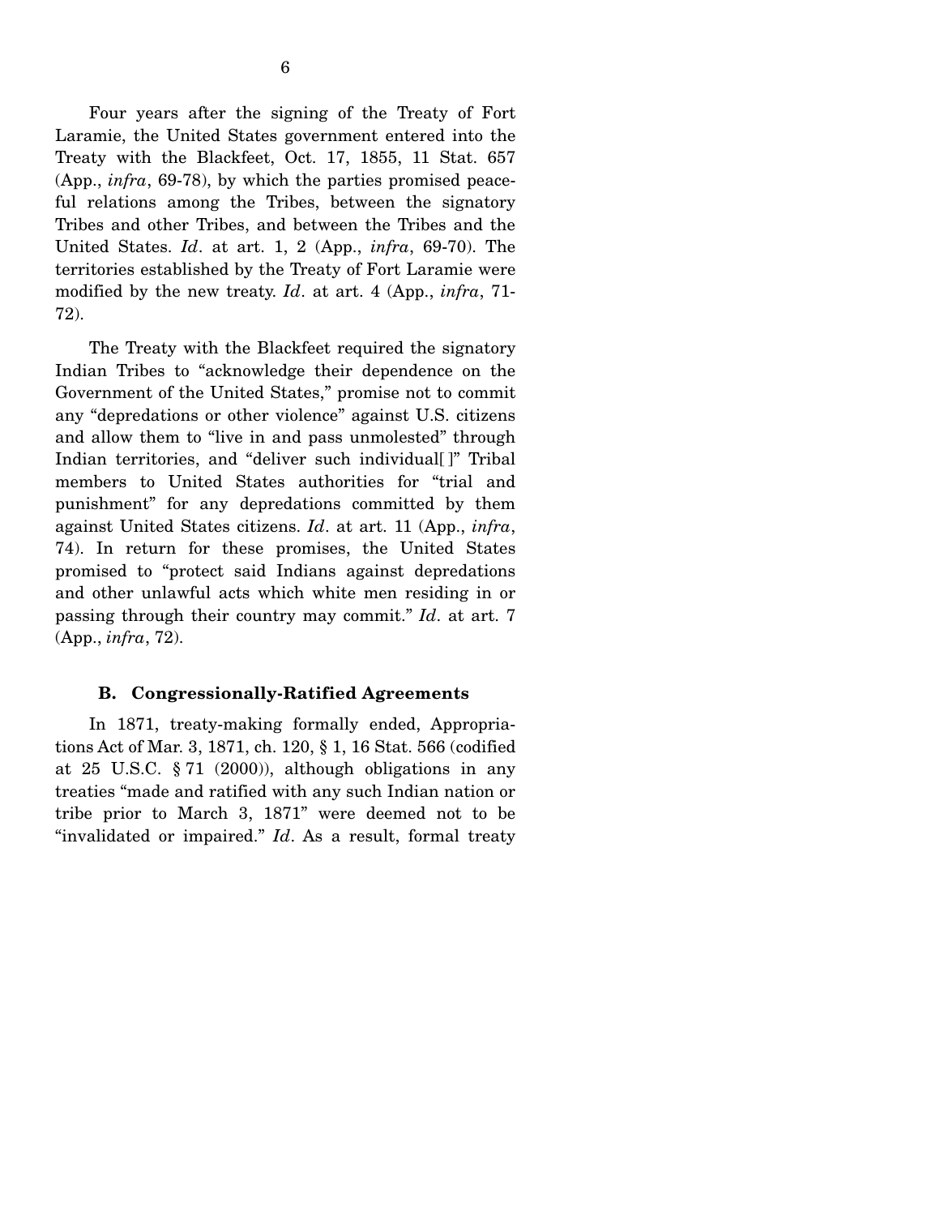Four years after the signing of the Treaty of Fort Laramie, the United States government entered into the Treaty with the Blackfeet, Oct. 17, 1855, 11 Stat. 657 (App., *infra*, 69-78), by which the parties promised peaceful relations among the Tribes, between the signatory Tribes and other Tribes, and between the Tribes and the United States. *Id*. at art. 1, 2 (App., *infra*, 69-70). The territories established by the Treaty of Fort Laramie were modified by the new treaty. *Id*. at art. 4 (App., *infra*, 71-72).

The Treaty with the Blackfeet required the signatory Indian Tribes to "acknowledge their dependence on the Government of the United States," promise not to commit any "depredations or other violence" against U.S. citizens and allow them to "live in and pass unmolested" through Indian territories, and "deliver such individual[ ]" Tribal members to United States authorities for "trial and punishment" for any depredations committed by them against United States citizens. *Id*. at art. 11 (App., *infra*, 74). In return for these promises, the United States promised to "protect said Indians against depredations and other unlawful acts which white men residing in or passing through their country may commit." *Id*. at art. 7 (App., *infra*, 72).

### B. Congressionally-Ratified Agreements

In 1871, treaty-making formally ended, Appropriations Act of Mar. 3, 1871, ch. 120, § 1, 16 Stat. 566 (codified at 25 U.S.C. § 71 (2000)), although obligations in any treaties "made and ratified with any such Indian nation or tribe prior to March 3, 1871" were deemed not to be "invalidated or impaired." *Id*. As a result, formal treaty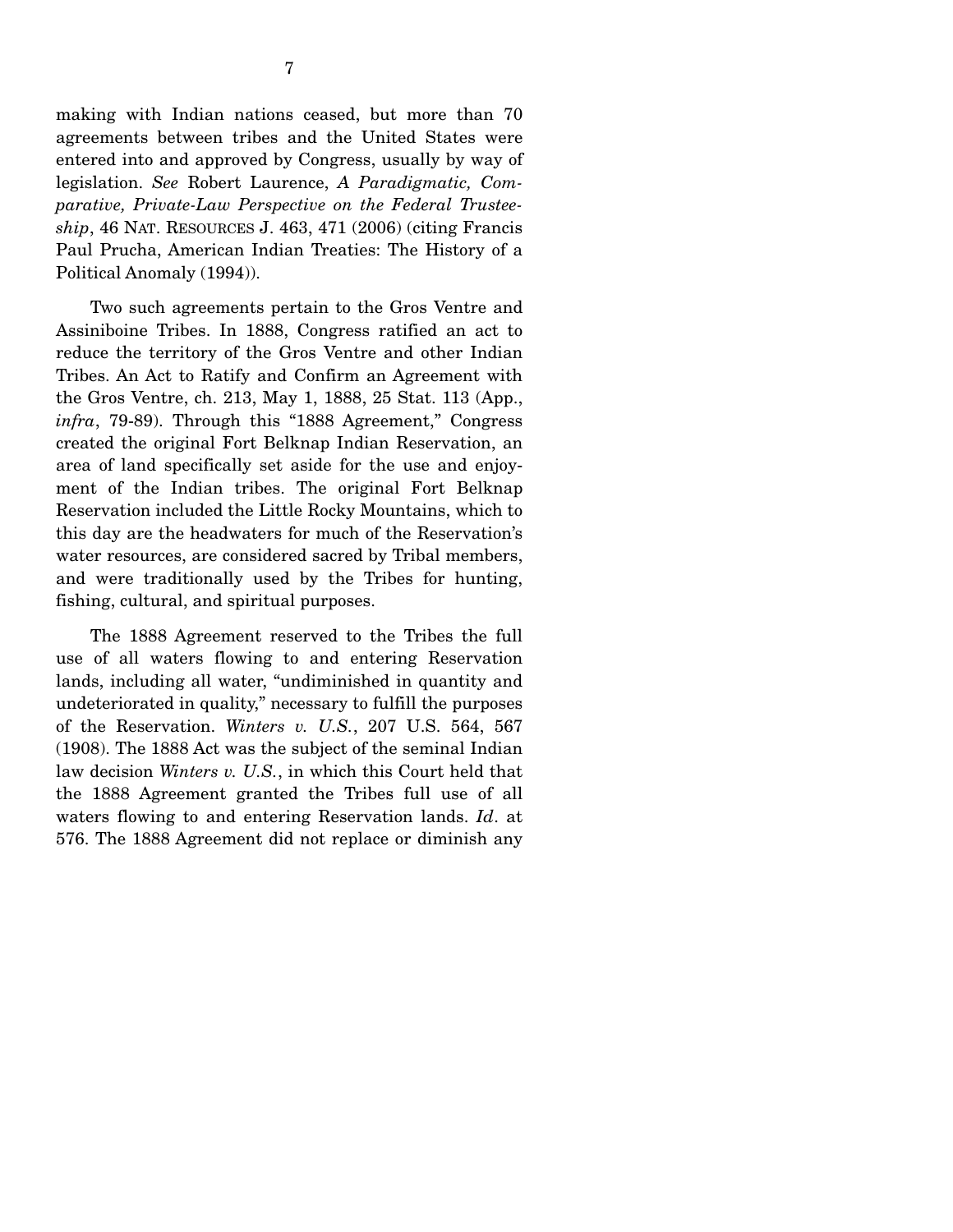making with Indian nations ceased, but more than 70 agreements between tribes and the United States were entered into and approved by Congress, usually by way of legislation. *See* Robert Laurence, *A Paradigmatic, Comparative, Private-Law Perspective on the Federal Trusteeship*, 46 NAT. RESOURCES J. 463, 471 (2006) (citing Francis Paul Prucha, American Indian Treaties: The History of a Political Anomaly (1994)).

Two such agreements pertain to the Gros Ventre and Assiniboine Tribes. In 1888, Congress ratified an act to reduce the territory of the Gros Ventre and other Indian Tribes. An Act to Ratify and Confirm an Agreement with the Gros Ventre, ch. 213, May 1, 1888, 25 Stat. 113 (App., *infra*, 79-89). Through this "1888 Agreement," Congress created the original Fort Belknap Indian Reservation, an area of land specifically set aside for the use and enjoyment of the Indian tribes. The original Fort Belknap Reservation included the Little Rocky Mountains, which to this day are the headwaters for much of the Reservation's water resources, are considered sacred by Tribal members, and were traditionally used by the Tribes for hunting, fishing, cultural, and spiritual purposes.

The 1888 Agreement reserved to the Tribes the full use of all waters flowing to and entering Reservation lands, including all water, "undiminished in quantity and undeteriorated in quality," necessary to fulfill the purposes of the Reservation. *Winters v. U.S.*, 207 U.S. 564, 567 (1908). The 1888 Act was the subject of the seminal Indian law decision *Winters v. U.S.*, in which this Court held that the 1888 Agreement granted the Tribes full use of all waters flowing to and entering Reservation lands. *Id*. at 576. The 1888 Agreement did not replace or diminish any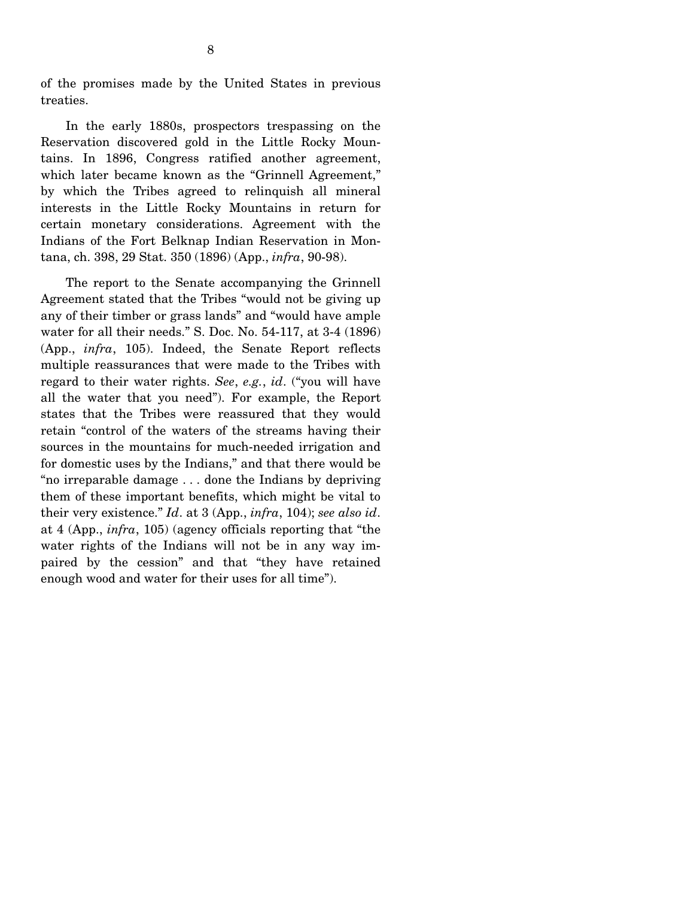of the promises made by the United States in previous treaties.

In the early 1880s, prospectors trespassing on the Reservation discovered gold in the Little Rocky Mountains. In 1896, Congress ratified another agreement, which later became known as the "Grinnell Agreement," by which the Tribes agreed to relinquish all mineral interests in the Little Rocky Mountains in return for certain monetary considerations. Agreement with the Indians of the Fort Belknap Indian Reservation in Montana, ch. 398, 29 Stat. 350 (1896) (App., *infra*, 90-98).

The report to the Senate accompanying the Grinnell Agreement stated that the Tribes "would not be giving up any of their timber or grass lands" and "would have ample water for all their needs." S. Doc. No. 54-117, at 3-4 (1896) (App., *infra*, 105). Indeed, the Senate Report reflects multiple reassurances that were made to the Tribes with regard to their water rights. *See*, *e.g.*, *id*. ("you will have all the water that you need"). For example, the Report states that the Tribes were reassured that they would retain "control of the waters of the streams having their sources in the mountains for much-needed irrigation and for domestic uses by the Indians," and that there would be "no irreparable damage . . . done the Indians by depriving them of these important benefits, which might be vital to their very existence." *Id*. at 3 (App., *infra*, 104); *see also id*. at 4 (App., *infra*, 105) (agency officials reporting that "the water rights of the Indians will not be in any way impaired by the cession" and that "they have retained enough wood and water for their uses for all time").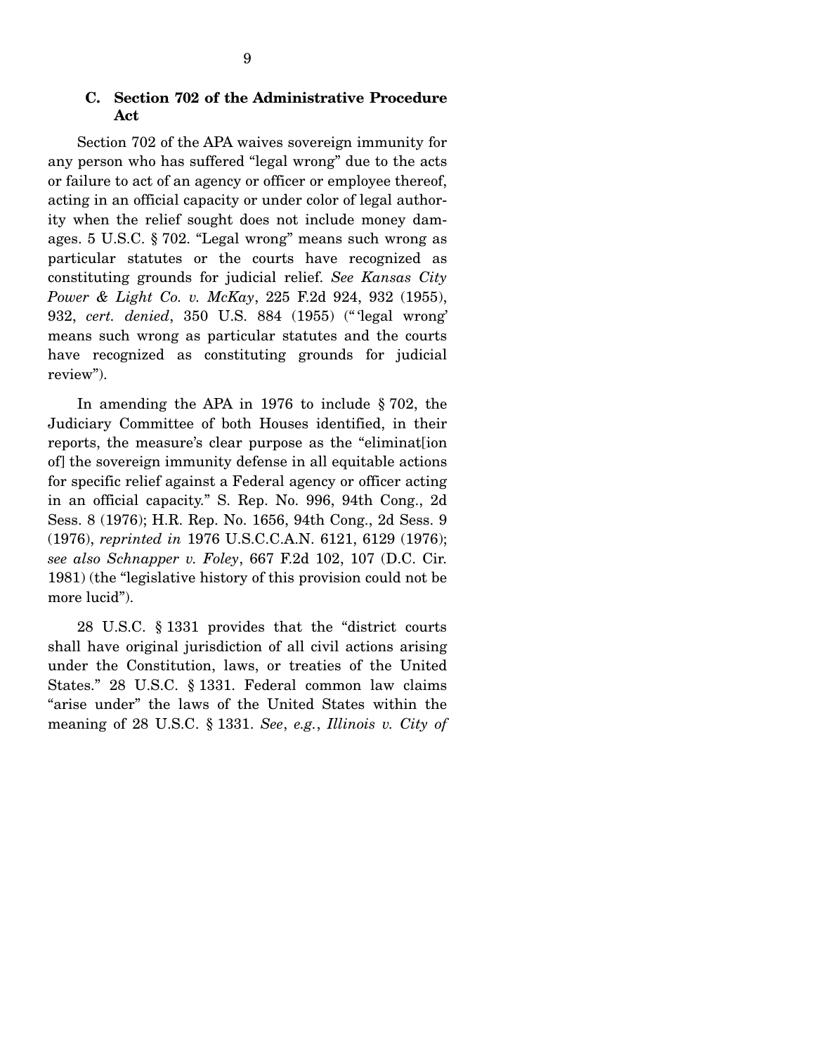### C. Section 702 of the Administrative Procedure Act

Section 702 of the APA waives sovereign immunity for any person who has suffered "legal wrong" due to the acts or failure to act of an agency or officer or employee thereof, acting in an official capacity or under color of legal authority when the relief sought does not include money damages. 5 U.S.C. § 702. "Legal wrong" means such wrong as particular statutes or the courts have recognized as constituting grounds for judicial relief. *See Kansas City Power & Light Co. v. McKay*, 225 F.2d 924, 932 (1955), 932, *cert. denied*, 350 U.S. 884 (1955) ("'legal wrong' means such wrong as particular statutes and the courts have recognized as constituting grounds for judicial review").

In amending the APA in 1976 to include § 702, the Judiciary Committee of both Houses identified, in their reports, the measure's clear purpose as the "eliminat[ion of] the sovereign immunity defense in all equitable actions for specific relief against a Federal agency or officer acting in an official capacity." S. Rep. No. 996, 94th Cong., 2d Sess. 8 (1976); H.R. Rep. No. 1656, 94th Cong., 2d Sess. 9 (1976), *reprinted in* 1976 U.S.C.C.A.N. 6121, 6129 (1976); *see also Schnapper v. Foley*, 667 F.2d 102, 107 (D.C. Cir. 1981) (the "legislative history of this provision could not be more lucid").

28 U.S.C. § 1331 provides that the "district courts shall have original jurisdiction of all civil actions arising under the Constitution, laws, or treaties of the United States." 28 U.S.C. § 1331. Federal common law claims "arise under" the laws of the United States within the meaning of 28 U.S.C. § 1331. *See*, *e.g.*, *Illinois v. City of*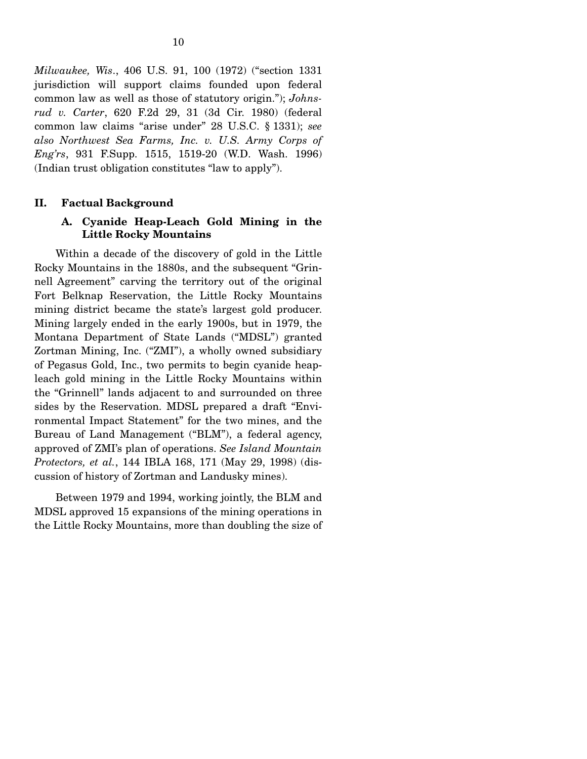*Milwaukee, Wis*., 406 U.S. 91, 100 (1972) ("section 1331 jurisdiction will support claims founded upon federal common law as well as those of statutory origin."); *Johnsrud v. Carter*, 620 F.2d 29, 31 (3d Cir. 1980) (federal common law claims "arise under" 28 U.S.C. § 1331); *see also Northwest Sea Farms, Inc. v. U.S. Army Corps of Eng'rs*, 931 F.Supp. 1515, 1519-20 (W.D. Wash. 1996) (Indian trust obligation constitutes "law to apply").

## II. Factual Background

### A. Cyanide Heap-Leach Gold Mining in the Little Rocky Mountains

Within a decade of the discovery of gold in the Little Rocky Mountains in the 1880s, and the subsequent "Grinnell Agreement" carving the territory out of the original Fort Belknap Reservation, the Little Rocky Mountains mining district became the state's largest gold producer. Mining largely ended in the early 1900s, but in 1979, the Montana Department of State Lands ("MDSL") granted Zortman Mining, Inc. ("ZMI"), a wholly owned subsidiary of Pegasus Gold, Inc., two permits to begin cyanide heap-leach gold mining in the Little Rocky Mountains within the "Grinnell" lands adjacent to and surrounded on three sides by the Reservation. MDSL prepared a draft "Environmental Impact Statement" for the two mines, and the Bureau of Land Management ("BLM"), a federal agency, approved of ZMI's plan of operations. *See Island Mountain Protectors, et al.*, 144 IBLA 168, 171 (May 29, 1998) (discussion of history of Zortman and Landusky mines).

Between 1979 and 1994, working jointly, the BLM and MDSL approved 15 expansions of the mining operations in the Little Rocky Mountains, more than doubling the size of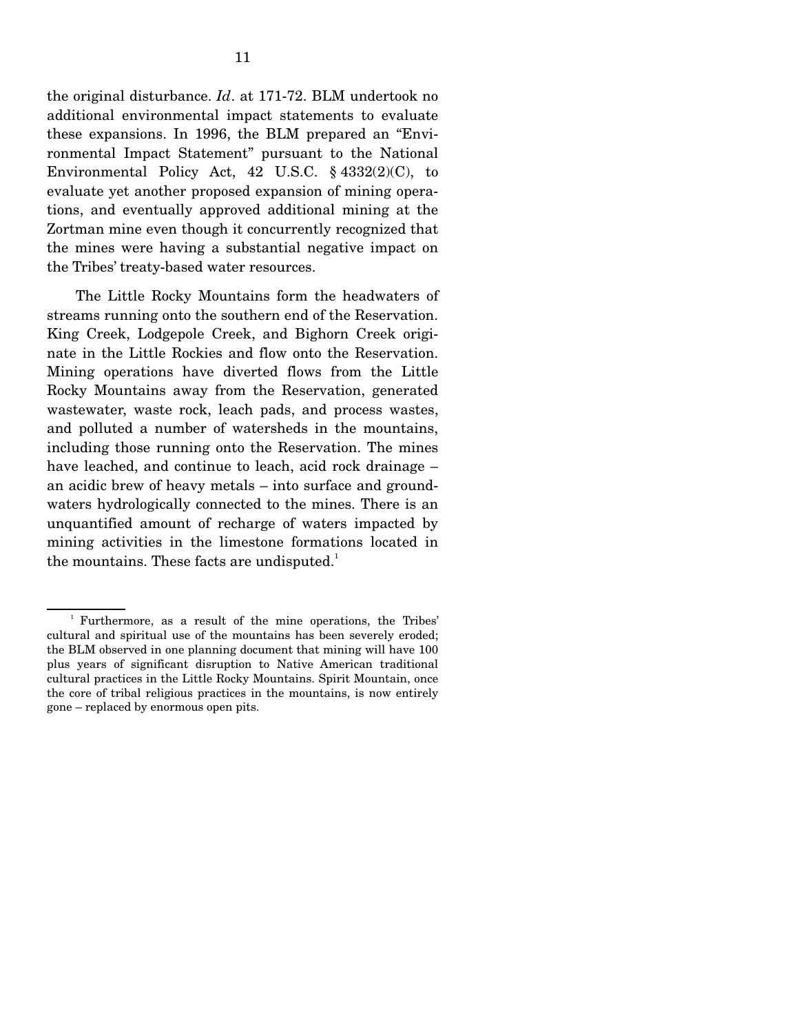the original disturbance. *Id*. at 171-72. BLM undertook no additional environmental impact statements to evaluate these expansions. In 1996, the BLM prepared an "Environmental Impact Statement" pursuant to the National Environmental Policy Act, 42 U.S.C. § 4332(2)(C), to evaluate yet another proposed expansion of mining operations, and eventually approved additional mining at the Zortman mine even though it concurrently recognized that the mines were having a substantial negative impact on the Tribes' treaty-based water resources.

The Little Rocky Mountains form the headwaters of streams running onto the southern end of the Reservation. King Creek, Lodgepole Creek, and Bighorn Creek originate in the Little Rockies and flow onto the Reservation. Mining operations have diverted flows from the Little Rocky Mountains away from the Reservation, generated wastewater, waste rock, leach pads, and process wastes, and polluted a number of watersheds in the mountains, including those running onto the Reservation. The mines have leached, and continue to leach, acid rock drainage – an acidic brew of heavy metals – into surface and groundwaters hydrologically connected to the mines. There is an unquantified amount of recharge of waters impacted by mining activities in the limestone formations located in the mountains. These facts are undisputed.[1]

[1] Furthermore, as a result of the mine operations, the Tribes' cultural and spiritual use of the mountains has been severely eroded; the BLM observed in one planning document that mining will have 100 plus years of significant disruption to Native American traditional cultural practices in the Little Rocky Mountains. Spirit Mountain, once the core of tribal religious practices in the mountains, is now entirely gone – replaced by enormous open pits.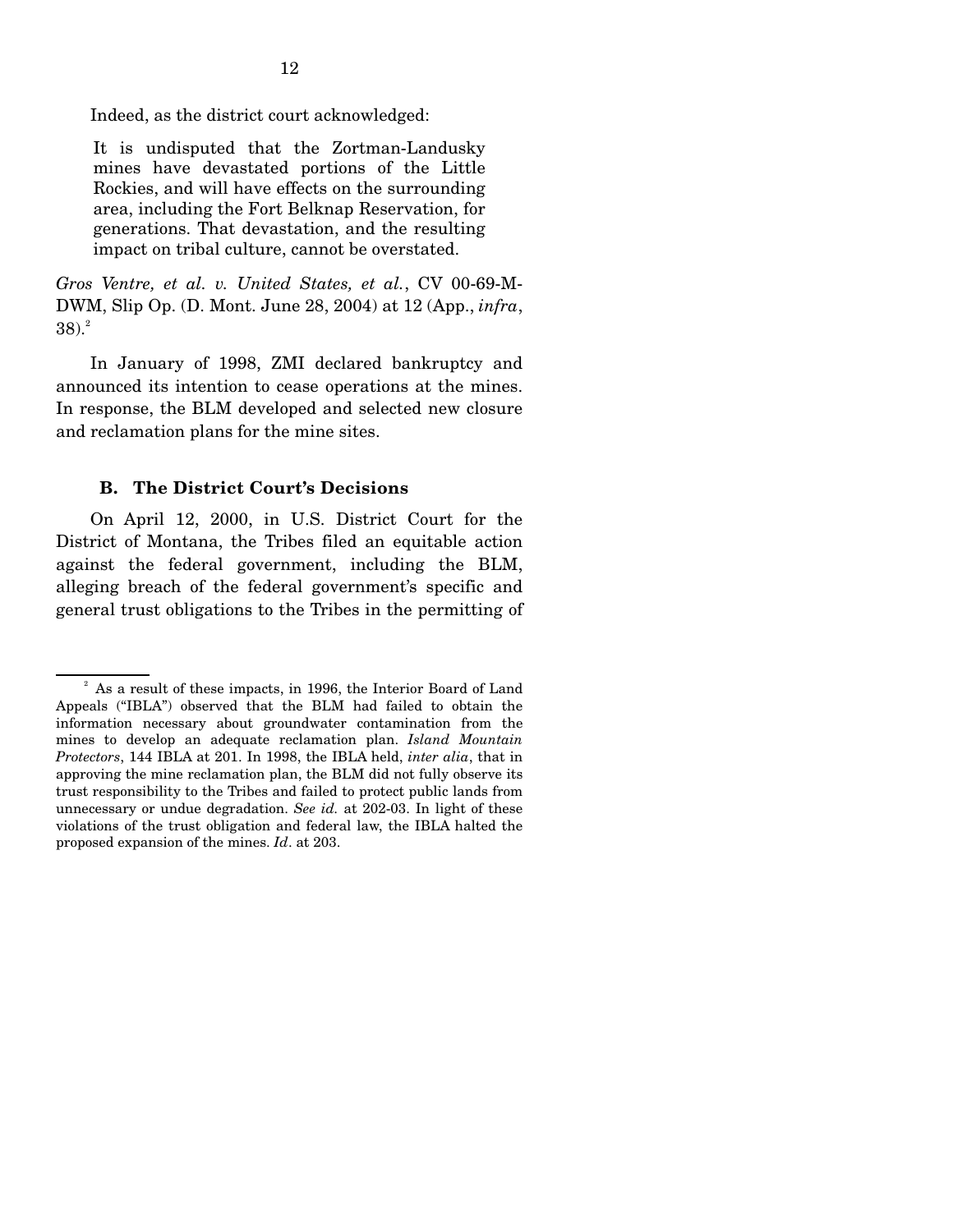Indeed, as the district court acknowledged:

> It is undisputed that the Zortman-Landusky mines have devastated portions of the Little Rockies, and will have effects on the surrounding area, including the Fort Belknap Reservation, for generations. That devastation, and the resulting impact on tribal culture, cannot be overstated.

*Gros Ventre, et al. v. United States, et al.*, CV 00-69-M-DWM, Slip Op. (D. Mont. June 28, 2004) at 12 (App., *infra*, 38).[2]

In January of 1998, ZMI declared bankruptcy and announced its intention to cease operations at the mines. In response, the BLM developed and selected new closure and reclamation plans for the mine sites.

### B. The District Court's Decisions

On April 12, 2000, in U.S. District Court for the District of Montana, the Tribes filed an equitable action against the federal government, including the BLM, alleging breach of the federal government's specific and general trust obligations to the Tribes in the permitting of

---

[2] As a result of these impacts, in 1996, the Interior Board of Land Appeals ("IBLA") observed that the BLM had failed to obtain the information necessary about groundwater contamination from the mines to develop an adequate reclamation plan. *Island Mountain Protectors*, 144 IBLA at 201. In 1998, the IBLA held, *inter alia*, that in approving the mine reclamation plan, the BLM did not fully observe its trust responsibility to the Tribes and failed to protect public lands from unnecessary or undue degradation. *See id.* at 202-03. In light of these violations of the trust obligation and federal law, the IBLA halted the proposed expansion of the mines. *Id*. at 203.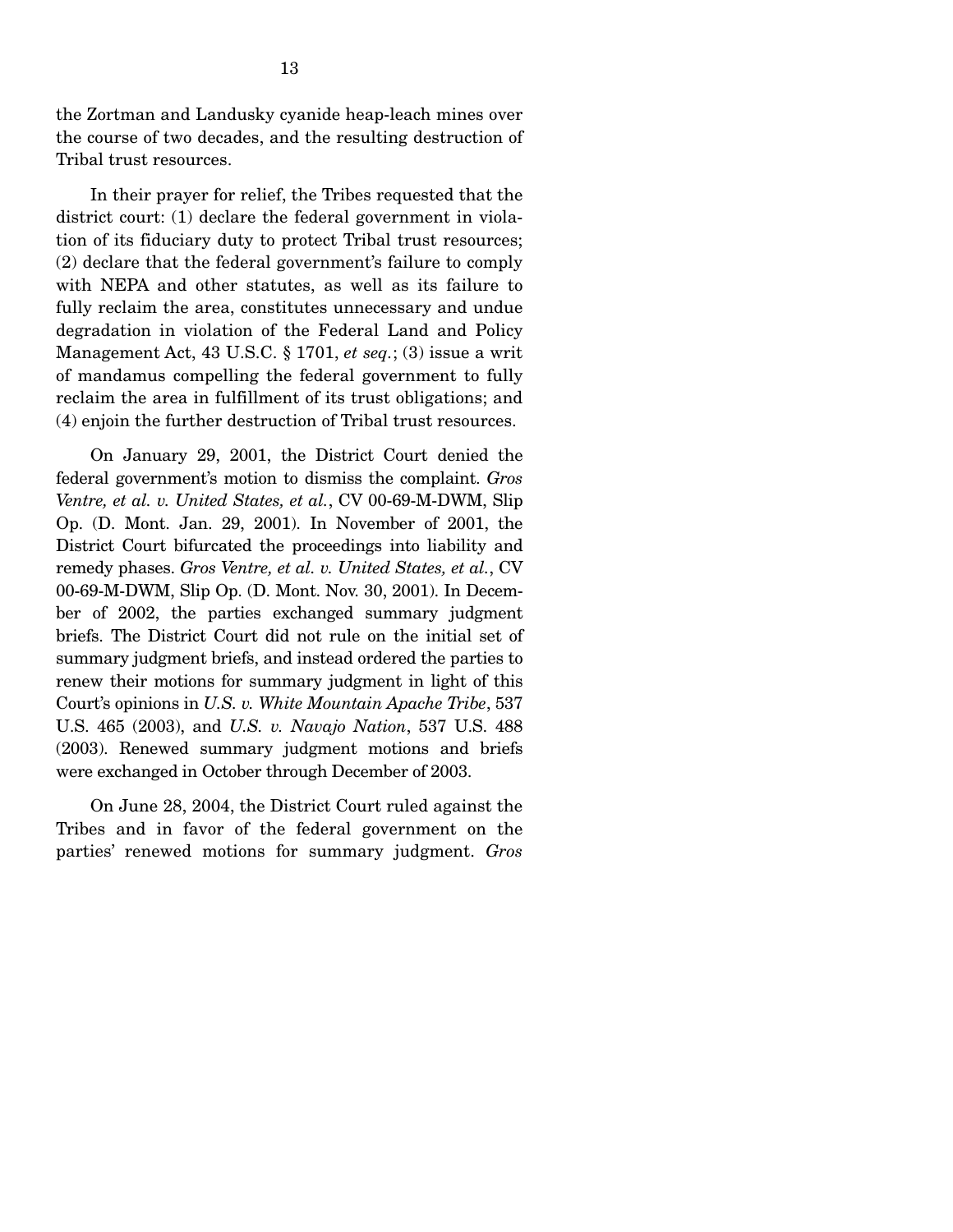the Zortman and Landusky cyanide heap-leach mines over the course of two decades, and the resulting destruction of Tribal trust resources.

In their prayer for relief, the Tribes requested that the district court: (1) declare the federal government in violation of its fiduciary duty to protect Tribal trust resources; (2) declare that the federal government's failure to comply with NEPA and other statutes, as well as its failure to fully reclaim the area, constitutes unnecessary and undue degradation in violation of the Federal Land and Policy Management Act, 43 U.S.C. § 1701, *et seq.*; (3) issue a writ of mandamus compelling the federal government to fully reclaim the area in fulfillment of its trust obligations; and (4) enjoin the further destruction of Tribal trust resources.

On January 29, 2001, the District Court denied the federal government's motion to dismiss the complaint. *Gros Ventre, et al. v. United States, et al.*, CV 00-69-M-DWM, Slip Op. (D. Mont. Jan. 29, 2001). In November of 2001, the District Court bifurcated the proceedings into liability and remedy phases. *Gros Ventre, et al. v. United States, et al.*, CV 00-69-M-DWM, Slip Op. (D. Mont. Nov. 30, 2001). In December of 2002, the parties exchanged summary judgment briefs. The District Court did not rule on the initial set of summary judgment briefs, and instead ordered the parties to renew their motions for summary judgment in light of this Court's opinions in *U.S. v. White Mountain Apache Tribe*, 537 U.S. 465 (2003), and *U.S. v. Navajo Nation*, 537 U.S. 488 (2003). Renewed summary judgment motions and briefs were exchanged in October through December of 2003.

On June 28, 2004, the District Court ruled against the Tribes and in favor of the federal government on the parties' renewed motions for summary judgment. *Gros*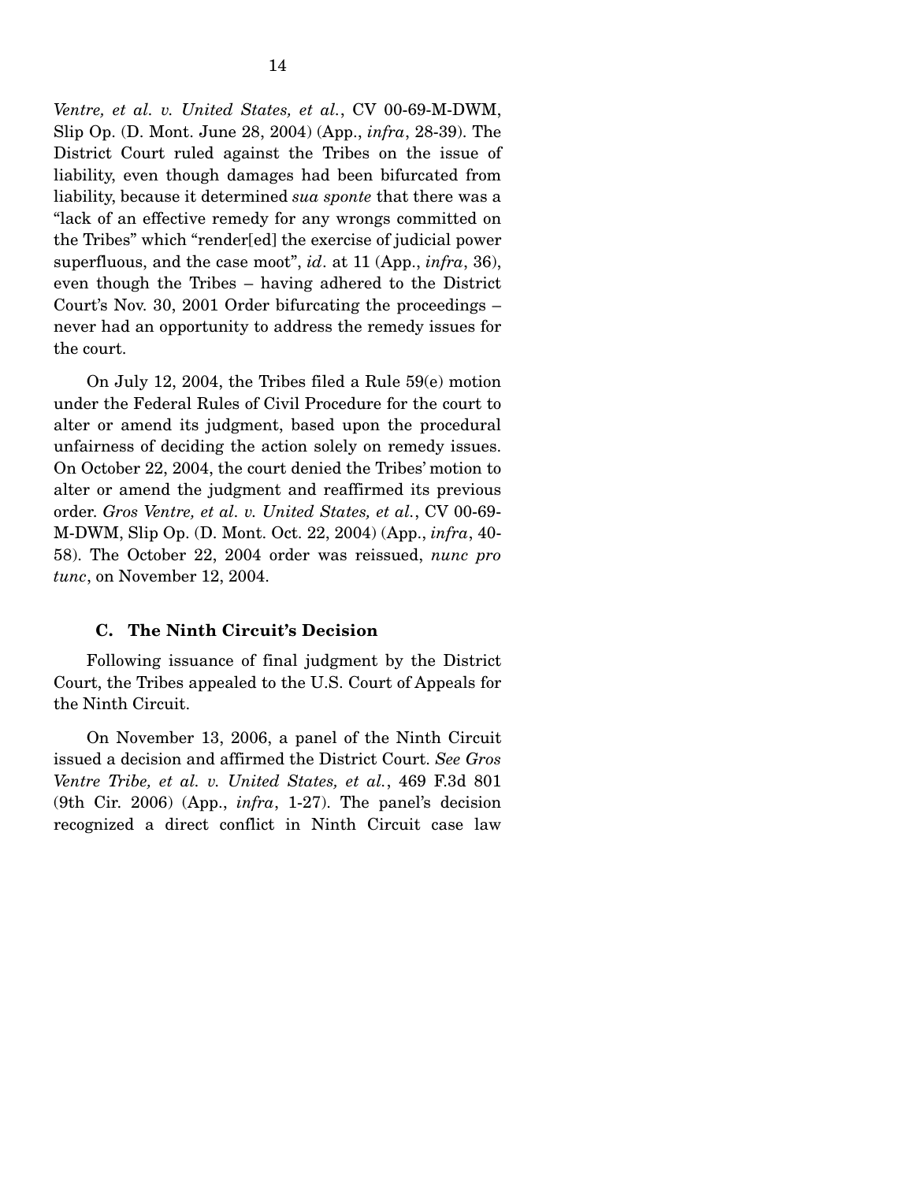*Ventre, et al. v. United States, et al.*, CV 00-69-M-DWM, Slip Op. (D. Mont. June 28, 2004) (App., *infra*, 28-39). The District Court ruled against the Tribes on the issue of liability, even though damages had been bifurcated from liability, because it determined *sua sponte* that there was a "lack of an effective remedy for any wrongs committed on the Tribes" which "render[ed] the exercise of judicial power superfluous, and the case moot", *id*. at 11 (App., *infra*, 36), even though the Tribes – having adhered to the District Court's Nov. 30, 2001 Order bifurcating the proceedings – never had an opportunity to address the remedy issues for the court.

On July 12, 2004, the Tribes filed a Rule 59(e) motion under the Federal Rules of Civil Procedure for the court to alter or amend its judgment, based upon the procedural unfairness of deciding the action solely on remedy issues. On October 22, 2004, the court denied the Tribes' motion to alter or amend the judgment and reaffirmed its previous order. *Gros Ventre, et al. v. United States, et al.*, CV 00-69-M-DWM, Slip Op. (D. Mont. Oct. 22, 2004) (App., *infra*, 40-58). The October 22, 2004 order was reissued, *nunc pro tunc*, on November 12, 2004.

### C. The Ninth Circuit's Decision

Following issuance of final judgment by the District Court, the Tribes appealed to the U.S. Court of Appeals for the Ninth Circuit.

On November 13, 2006, a panel of the Ninth Circuit issued a decision and affirmed the District Court. *See Gros Ventre Tribe, et al. v. United States, et al.*, 469 F.3d 801 (9th Cir. 2006) (App., *infra*, 1-27). The panel's decision recognized a direct conflict in Ninth Circuit case law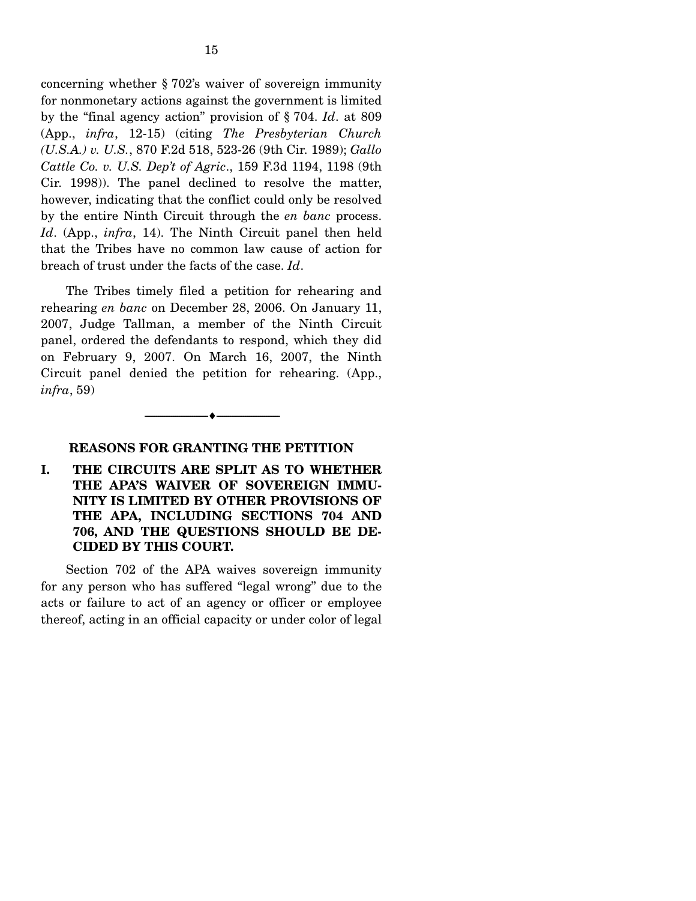concerning whether § 702's waiver of sovereign immunity for nonmonetary actions against the government is limited by the "final agency action" provision of § 704. *Id*. at 809 (App., *infra*, 12-15) (citing *The Presbyterian Church (U.S.A.) v. U.S.*, 870 F.2d 518, 523-26 (9th Cir. 1989); *Gallo Cattle Co. v. U.S. Dep't of Agric*., 159 F.3d 1194, 1198 (9th Cir. 1998)). The panel declined to resolve the matter, however, indicating that the conflict could only be resolved by the entire Ninth Circuit through the *en banc* process. *Id*. (App., *infra*, 14). The Ninth Circuit panel then held that the Tribes have no common law cause of action for breach of trust under the facts of the case. *Id*.

The Tribes timely filed a petition for rehearing and rehearing *en banc* on December 28, 2006. On January 11, 2007, Judge Tallman, a member of the Ninth Circuit panel, ordered the defendants to respond, which they did on February 9, 2007. On March 16, 2007, the Ninth Circuit panel denied the petition for rehearing. (App., *infra*, 59)

---

## REASONS FOR GRANTING THE PETITION

### I. THE CIRCUITS ARE SPLIT AS TO WHETHER THE APA'S WAIVER OF SOVEREIGN IMMUNITY IS LIMITED BY OTHER PROVISIONS OF THE APA, INCLUDING SECTIONS 704 AND 706, AND THE QUESTIONS SHOULD BE DECIDED BY THIS COURT.

Section 702 of the APA waives sovereign immunity for any person who has suffered "legal wrong" due to the acts or failure to act of an agency or officer or employee thereof, acting in an official capacity or under color of legal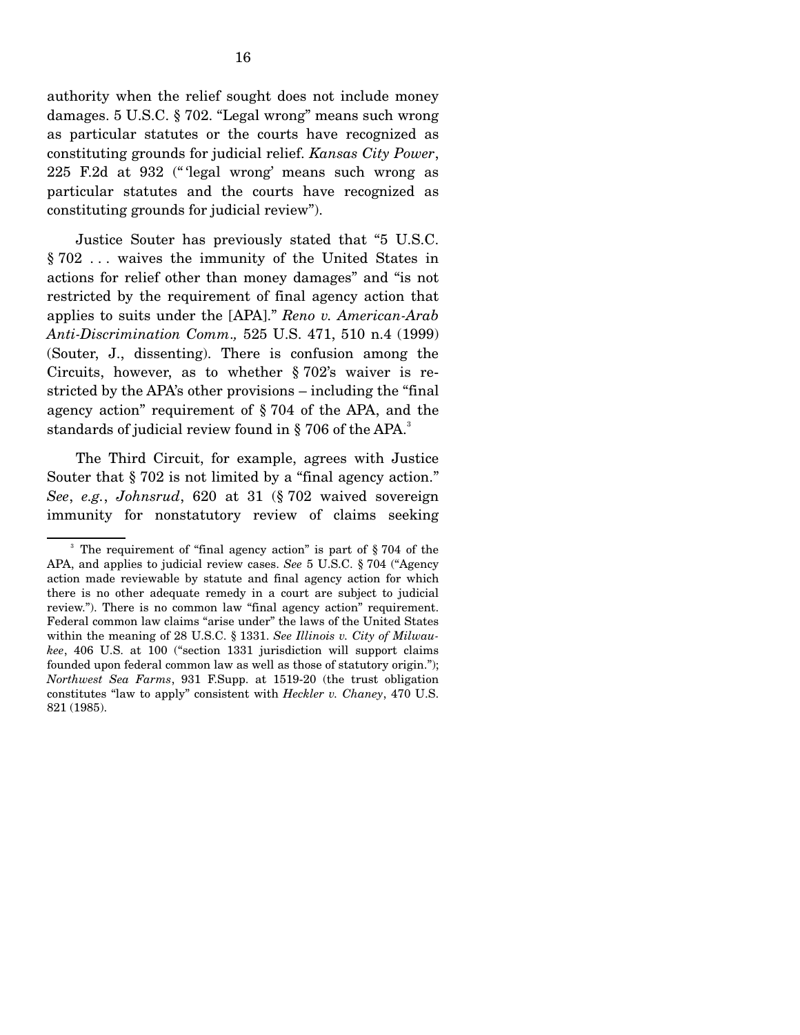authority when the relief sought does not include money damages. 5 U.S.C. § 702. "Legal wrong" means such wrong as particular statutes or the courts have recognized as constituting grounds for judicial relief. *Kansas City Power*, 225 F.2d at 932 ("'legal wrong' means such wrong as particular statutes and the courts have recognized as constituting grounds for judicial review").

Justice Souter has previously stated that "5 U.S.C. § 702 . . . waives the immunity of the United States in actions for relief other than money damages" and "is not restricted by the requirement of final agency action that applies to suits under the [APA]." *Reno v. American-Arab Anti-Discrimination Comm.,* 525 U.S. 471, 510 n.4 (1999) (Souter, J., dissenting). There is confusion among the Circuits, however, as to whether § 702's waiver is restricted by the APA's other provisions – including the "final agency action" requirement of § 704 of the APA, and the standards of judicial review found in § 706 of the APA.[3]

The Third Circuit, for example, agrees with Justice Souter that § 702 is not limited by a "final agency action." *See*, *e.g.*, *Johnsrud*, 620 at 31 (§ 702 waived sovereign immunity for nonstatutory review of claims seeking

---

[3] The requirement of "final agency action" is part of § 704 of the APA, and applies to judicial review cases. *See* 5 U.S.C. § 704 ("Agency action made reviewable by statute and final agency action for which there is no other adequate remedy in a court are subject to judicial review."). There is no common law "final agency action" requirement. Federal common law claims "arise under" the laws of the United States within the meaning of 28 U.S.C. § 1331. *See Illinois v. City of Milwaukee*, 406 U.S. at 100 ("section 1331 jurisdiction will support claims founded upon federal common law as well as those of statutory origin."); *Northwest Sea Farms*, 931 F.Supp. at 1519-20 (the trust obligation constitutes "law to apply" consistent with *Heckler v. Chaney*, 470 U.S. 821 (1985).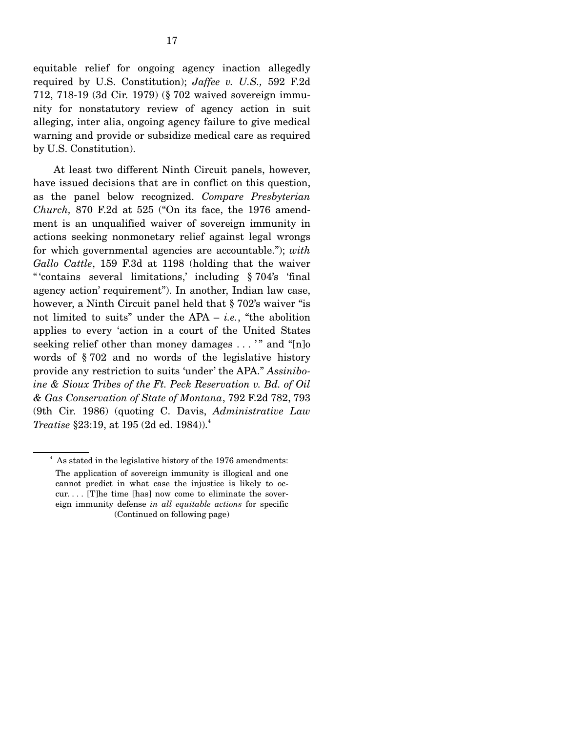equitable relief for ongoing agency inaction allegedly required by U.S. Constitution); *Jaffee v. U.S.,* 592 F.2d 712, 718-19 (3d Cir. 1979) (§ 702 waived sovereign immunity for nonstatutory review of agency action in suit alleging, inter alia, ongoing agency failure to give medical warning and provide or subsidize medical care as required by U.S. Constitution).

At least two different Ninth Circuit panels, however, have issued decisions that are in conflict on this question, as the panel below recognized. *Compare Presbyterian Church,* 870 F.2d at 525 ("On its face, the 1976 amendment is an unqualified waiver of sovereign immunity in actions seeking nonmonetary relief against legal wrongs for which governmental agencies are accountable."); *with Gallo Cattle*, 159 F.3d at 1198 (holding that the waiver "'contains several limitations,' including § 704's 'final agency action' requirement"). In another, Indian law case, however, a Ninth Circuit panel held that § 702's waiver "is not limited to suits" under the APA – *i.e.*, "the abolition applies to every 'action in a court of the United States seeking relief other than money damages . . . '" and "[n]o words of § 702 and no words of the legislative history provide any restriction to suits 'under' the APA." *Assiniboine & Sioux Tribes of the Ft. Peck Reservation v. Bd. of Oil & Gas Conservation of State of Montana*, 792 F.2d 782, 793 (9th Cir. 1986) (quoting C. Davis, *Administrative Law Treatise* §23:19, at 195 (2d ed. 1984)).[4]

---

[4] As stated in the legislative history of the 1976 amendments:

> The application of sovereign immunity is illogical and one cannot predict in what case the injustice is likely to occur. . . . [T]he time [has] now come to eliminate the sovereign immunity defense *in all equitable actions* for specific

(Continued on following page)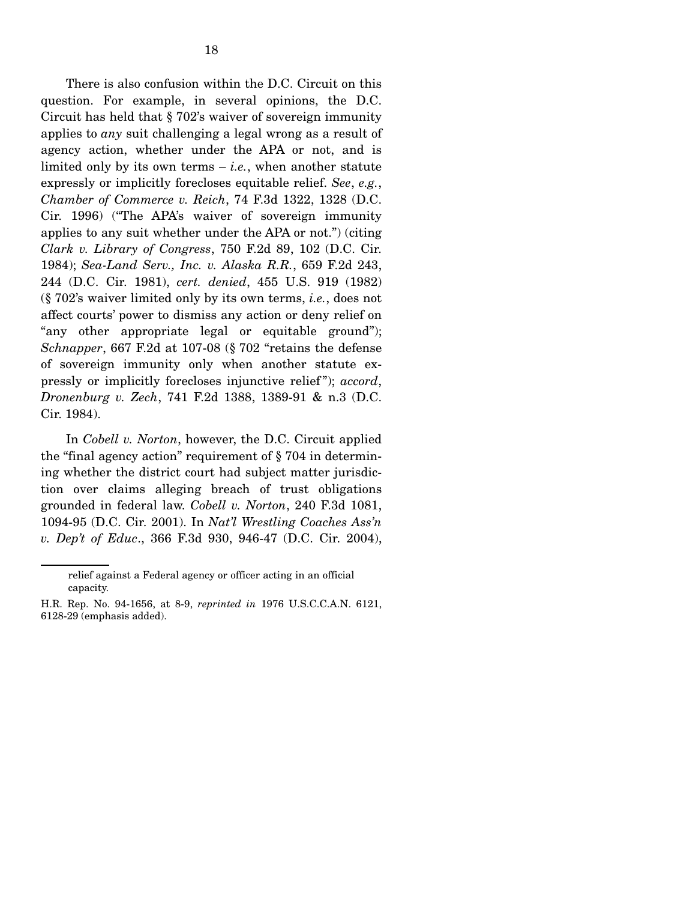There is also confusion within the D.C. Circuit on this question. For example, in several opinions, the D.C. Circuit has held that § 702's waiver of sovereign immunity applies to *any* suit challenging a legal wrong as a result of agency action, whether under the APA or not, and is limited only by its own terms – *i.e.*, when another statute expressly or implicitly forecloses equitable relief. *See*, *e.g.*, *Chamber of Commerce v. Reich*, 74 F.3d 1322, 1328 (D.C. Cir. 1996) ("The APA's waiver of sovereign immunity applies to any suit whether under the APA or not.") (citing *Clark v. Library of Congress*, 750 F.2d 89, 102 (D.C. Cir. 1984); *Sea-Land Serv., Inc. v. Alaska R.R.*, 659 F.2d 243, 244 (D.C. Cir. 1981), *cert. denied*, 455 U.S. 919 (1982) (§ 702's waiver limited only by its own terms, *i.e.*, does not affect courts' power to dismiss any action or deny relief on "any other appropriate legal or equitable ground"); *Schnapper*, 667 F.2d at 107-08 (§ 702 "retains the defense of sovereign immunity only when another statute expressly or implicitly forecloses injunctive relief"); *accord*, *Dronenburg v. Zech*, 741 F.2d 1388, 1389-91 & n.3 (D.C. Cir. 1984).

In *Cobell v. Norton*, however, the D.C. Circuit applied the "final agency action" requirement of § 704 in determining whether the district court had subject matter jurisdiction over claims alleging breach of trust obligations grounded in federal law. *Cobell v. Norton*, 240 F.3d 1081, 1094-95 (D.C. Cir. 2001). In *Nat'l Wrestling Coaches Ass'n v. Dep't of Educ.*, 366 F.3d 930, 946-47 (D.C. Cir. 2004),

---

relief against a Federal agency or officer acting in an official capacity.

H.R. Rep. No. 94-1656, at 8-9, *reprinted in* 1976 U.S.C.C.A.N. 6121, 6128-29 (emphasis added).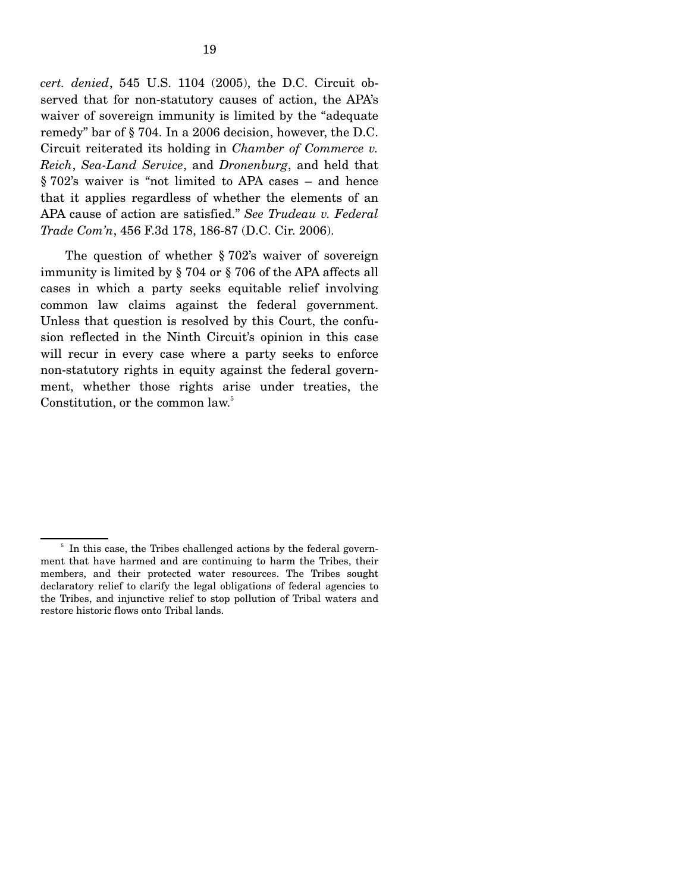*cert. denied*, 545 U.S. 1104 (2005), the D.C. Circuit observed that for non-statutory causes of action, the APA's waiver of sovereign immunity is limited by the "adequate remedy" bar of § 704. In a 2006 decision, however, the D.C. Circuit reiterated its holding in *Chamber of Commerce v. Reich*, *Sea-Land Service*, and *Dronenburg*, and held that § 702's waiver is "not limited to APA cases – and hence that it applies regardless of whether the elements of an APA cause of action are satisfied." *See Trudeau v. Federal Trade Com'n*, 456 F.3d 178, 186-87 (D.C. Cir. 2006).

The question of whether § 702's waiver of sovereign immunity is limited by § 704 or § 706 of the APA affects all cases in which a party seeks equitable relief involving common law claims against the federal government. Unless that question is resolved by this Court, the confusion reflected in the Ninth Circuit's opinion in this case will recur in every case where a party seeks to enforce non-statutory rights in equity against the federal government, whether those rights arise under treaties, the Constitution, or the common law.[5]

[5] In this case, the Tribes challenged actions by the federal government that have harmed and are continuing to harm the Tribes, their members, and their protected water resources. The Tribes sought declaratory relief to clarify the legal obligations of federal agencies to the Tribes, and injunctive relief to stop pollution of Tribal waters and restore historic flows onto Tribal lands.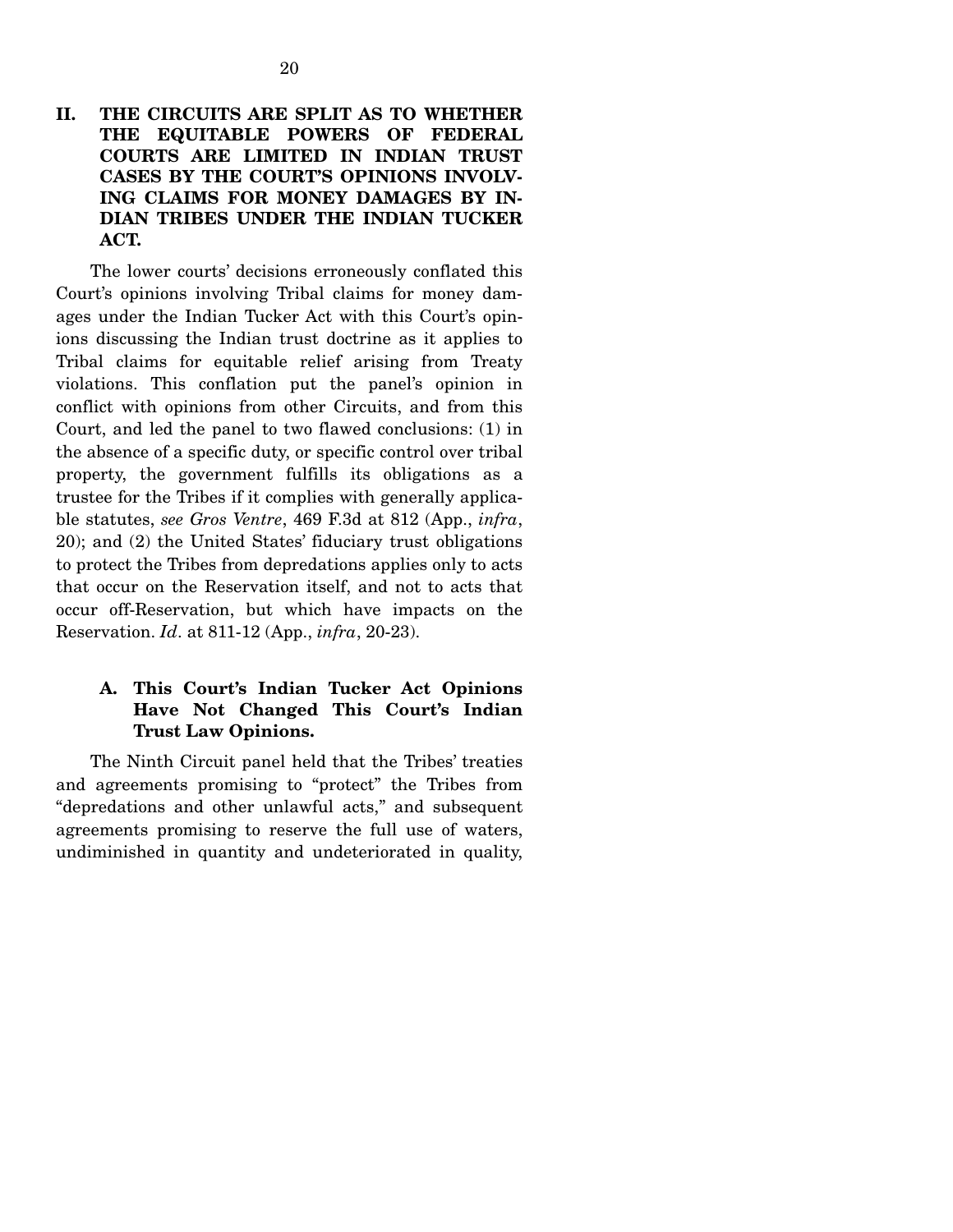## II. THE CIRCUITS ARE SPLIT AS TO WHETHER THE EQUITABLE POWERS OF FEDERAL COURTS ARE LIMITED IN INDIAN TRUST CASES BY THE COURT'S OPINIONS INVOLVING CLAIMS FOR MONEY DAMAGES BY INDIAN TRIBES UNDER THE INDIAN TUCKER ACT.

The lower courts' decisions erroneously conflated this Court's opinions involving Tribal claims for money damages under the Indian Tucker Act with this Court's opinions discussing the Indian trust doctrine as it applies to Tribal claims for equitable relief arising from Treaty violations. This conflation put the panel's opinion in conflict with opinions from other Circuits, and from this Court, and led the panel to two flawed conclusions: (1) in the absence of a specific duty, or specific control over tribal property, the government fulfills its obligations as a trustee for the Tribes if it complies with generally applicable statutes, *see Gros Ventre*, 469 F.3d at 812 (App., *infra*, 20); and (2) the United States' fiduciary trust obligations to protect the Tribes from depredations applies only to acts that occur on the Reservation itself, and not to acts that occur off-Reservation, but which have impacts on the Reservation. *Id*. at 811-12 (App., *infra*, 20-23).

### A. This Court's Indian Tucker Act Opinions Have Not Changed This Court's Indian Trust Law Opinions.

The Ninth Circuit panel held that the Tribes' treaties and agreements promising to "protect" the Tribes from "depredations and other unlawful acts," and subsequent agreements promising to reserve the full use of waters, undiminished in quantity and undeteriorated in quality,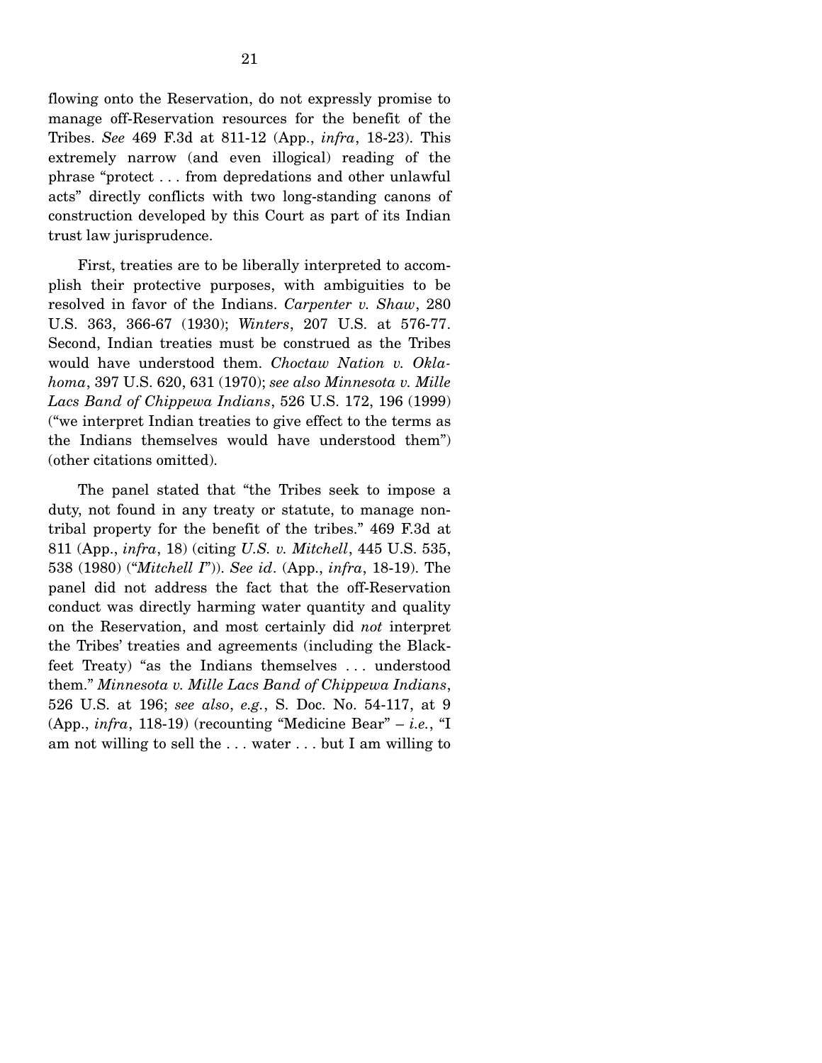flowing onto the Reservation, do not expressly promise to manage off-Reservation resources for the benefit of the Tribes. *See* 469 F.3d at 811-12 (App., *infra*, 18-23). This extremely narrow (and even illogical) reading of the phrase "protect . . . from depredations and other unlawful acts" directly conflicts with two long-standing canons of construction developed by this Court as part of its Indian trust law jurisprudence.

First, treaties are to be liberally interpreted to accomplish their protective purposes, with ambiguities to be resolved in favor of the Indians. *Carpenter v. Shaw*, 280 U.S. 363, 366-67 (1930); *Winters*, 207 U.S. at 576-77. Second, Indian treaties must be construed as the Tribes would have understood them. *Choctaw Nation v. Oklahoma*, 397 U.S. 620, 631 (1970); *see also Minnesota v. Mille Lacs Band of Chippewa Indians*, 526 U.S. 172, 196 (1999) ("we interpret Indian treaties to give effect to the terms as the Indians themselves would have understood them") (other citations omitted).

The panel stated that "the Tribes seek to impose a duty, not found in any treaty or statute, to manage non-tribal property for the benefit of the tribes." 469 F.3d at 811 (App., *infra*, 18) (citing *U.S. v. Mitchell*, 445 U.S. 535, 538 (1980) ("*Mitchell I*")). *See id*. (App., *infra*, 18-19). The panel did not address the fact that the off-Reservation conduct was directly harming water quantity and quality on the Reservation, and most certainly did *not* interpret the Tribes' treaties and agreements (including the Blackfeet Treaty) "as the Indians themselves . . . understood them." *Minnesota v. Mille Lacs Band of Chippewa Indians*, 526 U.S. at 196; *see also*, *e.g.*, S. Doc. No. 54-117, at 9 (App., *infra*, 118-19) (recounting "Medicine Bear" – *i.e.*, "I am not willing to sell the . . . water . . . but I am willing to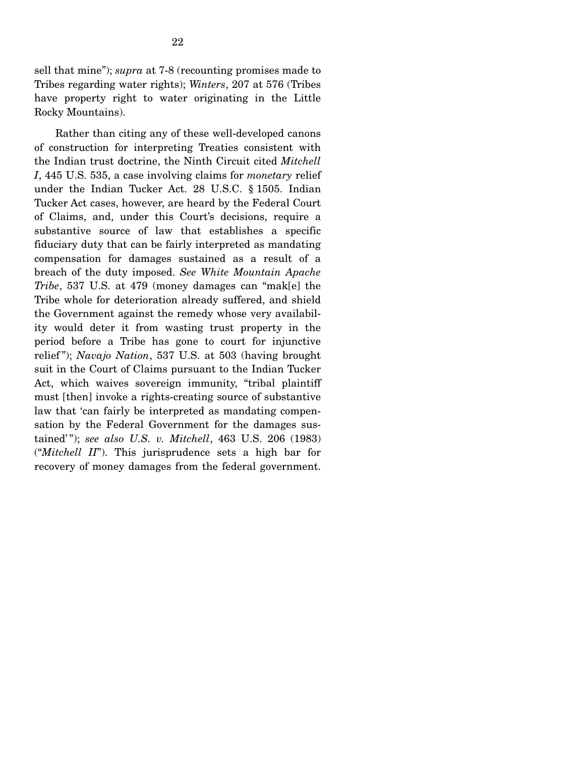sell that mine"); *supra* at 7-8 (recounting promises made to Tribes regarding water rights); *Winters*, 207 at 576 (Tribes have property right to water originating in the Little Rocky Mountains).

Rather than citing any of these well-developed canons of construction for interpreting Treaties consistent with the Indian trust doctrine, the Ninth Circuit cited *Mitchell I*, 445 U.S. 535, a case involving claims for *monetary* relief under the Indian Tucker Act. 28 U.S.C. § 1505. Indian Tucker Act cases, however, are heard by the Federal Court of Claims, and, under this Court's decisions, require a substantive source of law that establishes a specific fiduciary duty that can be fairly interpreted as mandating compensation for damages sustained as a result of a breach of the duty imposed. *See White Mountain Apache Tribe*, 537 U.S. at 479 (money damages can "mak[e] the Tribe whole for deterioration already suffered, and shield the Government against the remedy whose very availability would deter it from wasting trust property in the period before a Tribe has gone to court for injunctive relief"); *Navajo Nation*, 537 U.S. at 503 (having brought suit in the Court of Claims pursuant to the Indian Tucker Act, which waives sovereign immunity, "tribal plaintiff must [then] invoke a rights-creating source of substantive law that 'can fairly be interpreted as mandating compensation by the Federal Government for the damages sustained'"); *see also U.S. v. Mitchell*, 463 U.S. 206 (1983) ("*Mitchell II*"). This jurisprudence sets a high bar for recovery of money damages from the federal government.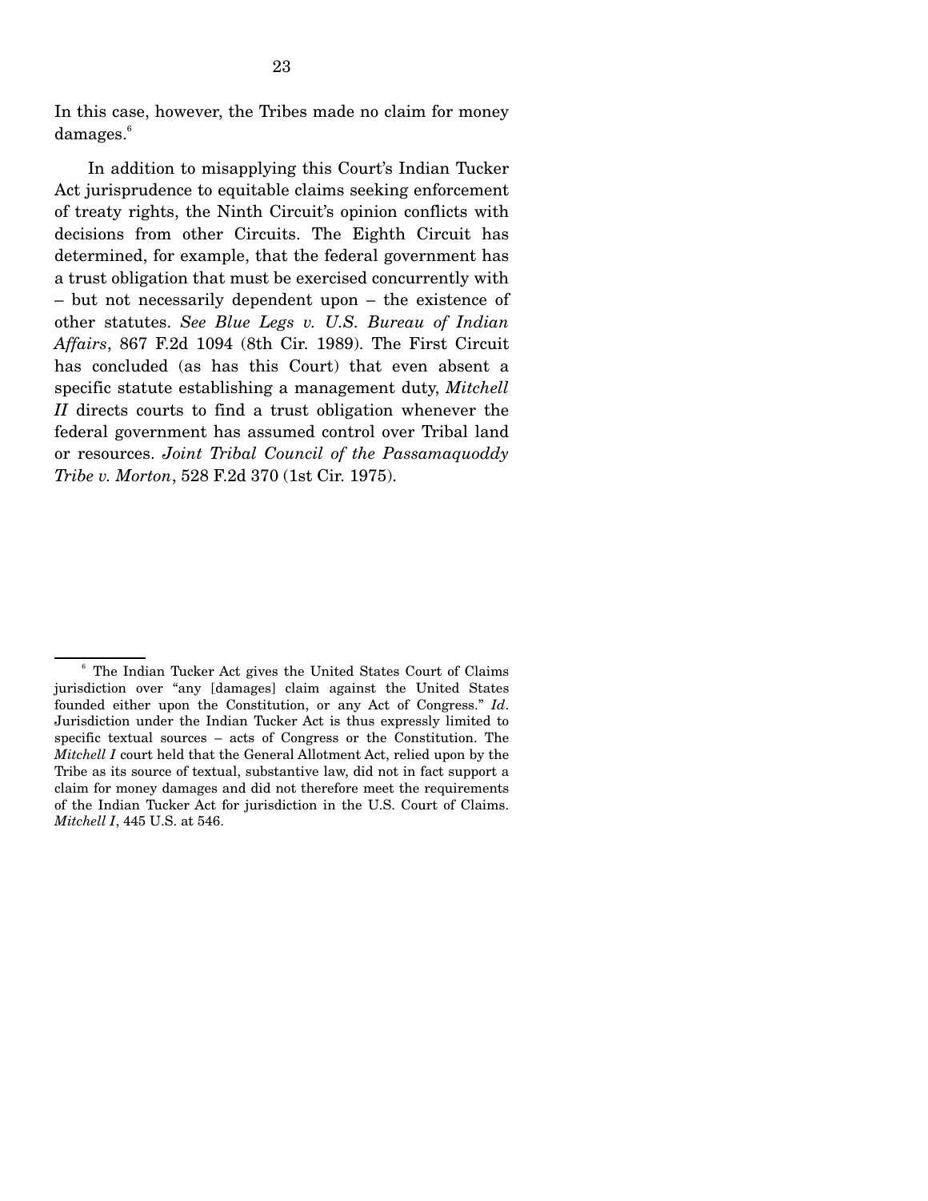In this case, however, the Tribes made no claim for money damages.[6]

In addition to misapplying this Court's Indian Tucker Act jurisprudence to equitable claims seeking enforcement of treaty rights, the Ninth Circuit's opinion conflicts with decisions from other Circuits. The Eighth Circuit has determined, for example, that the federal government has a trust obligation that must be exercised concurrently with – but not necessarily dependent upon – the existence of other statutes. *See Blue Legs v. U.S. Bureau of Indian Affairs*, 867 F.2d 1094 (8th Cir. 1989). The First Circuit has concluded (as has this Court) that even absent a specific statute establishing a management duty, *Mitchell II* directs courts to find a trust obligation whenever the federal government has assumed control over Tribal land or resources. *Joint Tribal Council of the Passamaquoddy Tribe v. Morton*, 528 F.2d 370 (1st Cir. 1975).

---

[6] The Indian Tucker Act gives the United States Court of Claims jurisdiction over "any [damages] claim against the United States founded either upon the Constitution, or any Act of Congress." *Id*. Jurisdiction under the Indian Tucker Act is thus expressly limited to specific textual sources – acts of Congress or the Constitution. The *Mitchell I* court held that the General Allotment Act, relied upon by the Tribe as its source of textual, substantive law, did not in fact support a claim for money damages and did not therefore meet the requirements of the Indian Tucker Act for jurisdiction in the U.S. Court of Claims. *Mitchell I*, 445 U.S. at 546.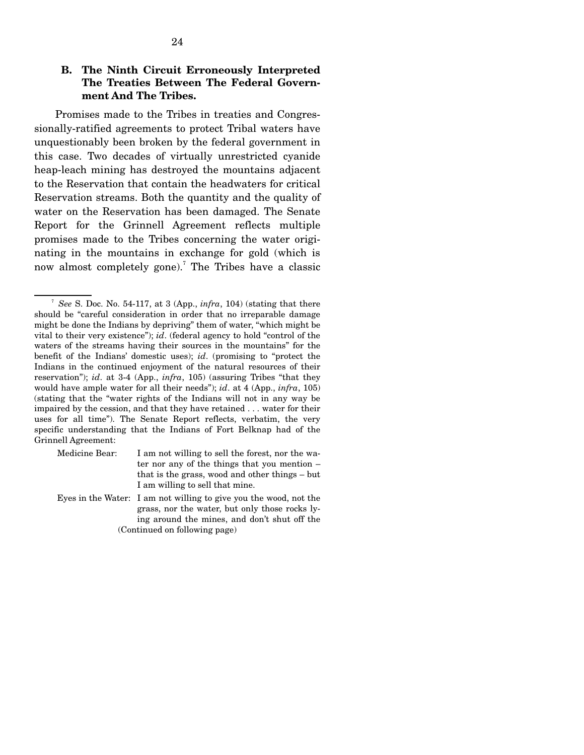### B. The Ninth Circuit Erroneously Interpreted The Treaties Between The Federal Government And The Tribes.

Promises made to the Tribes in treaties and Congressionally-ratified agreements to protect Tribal waters have unquestionably been broken by the federal government in this case. Two decades of virtually unrestricted cyanide heap-leach mining has destroyed the mountains adjacent to the Reservation that contain the headwaters for critical Reservation streams. Both the quantity and the quality of water on the Reservation has been damaged. The Senate Report for the Grinnell Agreement reflects multiple promises made to the Tribes concerning the water originating in the mountains in exchange for gold (which is now almost completely gone).[7] The Tribes have a classic

[7] *See* S. Doc. No. 54-117, at 3 (App., *infra*, 104) (stating that there should be "careful consideration in order that no irreparable damage might be done the Indians by depriving" them of water, "which might be vital to their very existence"); *id*. (federal agency to hold "control of the waters of the streams having their sources in the mountains" for the benefit of the Indians' domestic uses); *id*. (promising to "protect the Indians in the continued enjoyment of the natural resources of their reservation"); *id*. at 3-4 (App., *infra*, 105) (assuring Tribes "that they would have ample water for all their needs"); *id*. at 4 (App., *infra*, 105) (stating that the "water rights of the Indians will not in any way be impaired by the cession, and that they have retained . . . water for their uses for all time"). The Senate Report reflects, verbatim, the very specific understanding that the Indians of Fort Belknap had of the Grinnell Agreement:

Medicine Bear: I am not willing to sell the forest, nor the water nor any of the things that you mention – that is the grass, wood and other things – but I am willing to sell that mine.

Eyes in the Water: I am not willing to give you the wood, not the grass, nor the water, but only those rocks lying around the mines, and don't shut off the

(Continued on following page)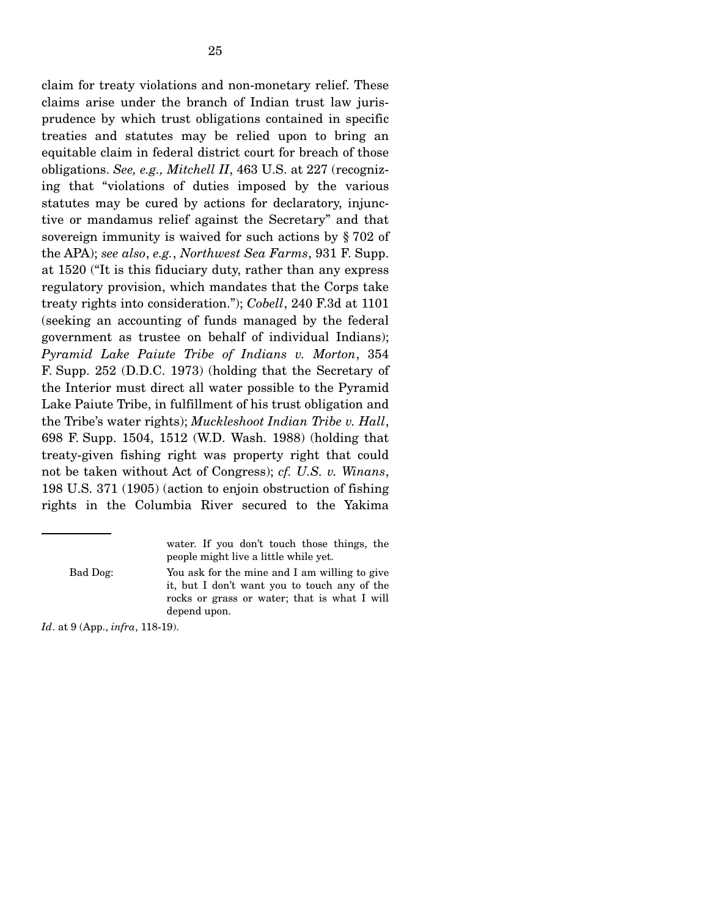claim for treaty violations and non-monetary relief. These claims arise under the branch of Indian trust law jurisprudence by which trust obligations contained in specific treaties and statutes may be relied upon to bring an equitable claim in federal district court for breach of those obligations. *See, e.g., Mitchell II*, 463 U.S. at 227 (recognizing that "violations of duties imposed by the various statutes may be cured by actions for declaratory, injunctive or mandamus relief against the Secretary" and that sovereign immunity is waived for such actions by § 702 of the APA); *see also*, *e.g.*, *Northwest Sea Farms*, 931 F. Supp. at 1520 ("It is this fiduciary duty, rather than any express regulatory provision, which mandates that the Corps take treaty rights into consideration."); *Cobell*, 240 F.3d at 1101 (seeking an accounting of funds managed by the federal government as trustee on behalf of individual Indians); *Pyramid Lake Paiute Tribe of Indians v. Morton*, 354 F. Supp. 252 (D.D.C. 1973) (holding that the Secretary of the Interior must direct all water possible to the Pyramid Lake Paiute Tribe, in fulfillment of his trust obligation and the Tribe's water rights); *Muckleshoot Indian Tribe v. Hall*, 698 F. Supp. 1504, 1512 (W.D. Wash. 1988) (holding that treaty-given fishing right was property right that could not be taken without Act of Congress); *cf. U.S. v. Winans*, 198 U.S. 371 (1905) (action to enjoin obstruction of fishing rights in the Columbia River secured to the Yakima

---

water. If you don't touch those things, the people might live a little while yet.

Bad Dog: You ask for the mine and I am willing to give it, but I don't want you to touch any of the rocks or grass or water; that is what I will depend upon.

*Id*. at 9 (App., *infra*, 118-19).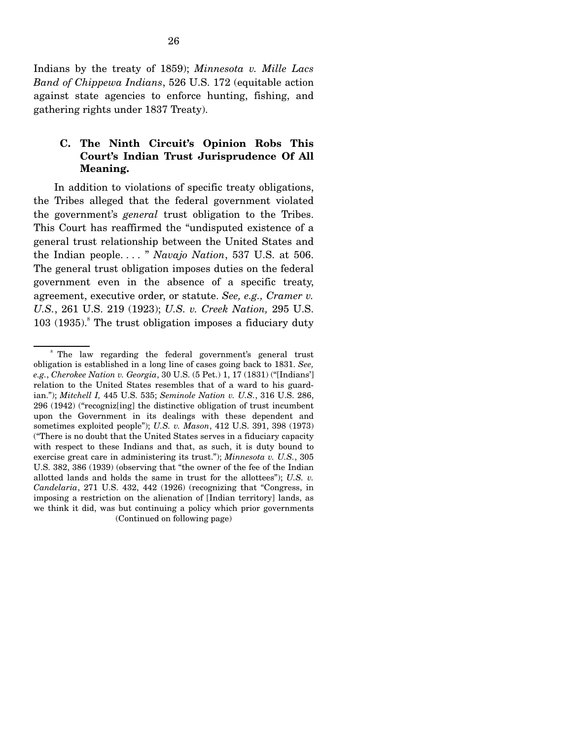Indians by the treaty of 1859); *Minnesota v. Mille Lacs Band of Chippewa Indians*, 526 U.S. 172 (equitable action against state agencies to enforce hunting, fishing, and gathering rights under 1837 Treaty).

### C. The Ninth Circuit's Opinion Robs This Court's Indian Trust Jurisprudence Of All Meaning.

In addition to violations of specific treaty obligations, the Tribes alleged that the federal government violated the government's *general* trust obligation to the Tribes. This Court has reaffirmed the "undisputed existence of a general trust relationship between the United States and the Indian people. . . . " *Navajo Nation*, 537 U.S. at 506. The general trust obligation imposes duties on the federal government even in the absence of a specific treaty, agreement, executive order, or statute. *See, e.g., Cramer v. U.S.*, 261 U.S. 219 (1923); *U.S. v. Creek Nation,* 295 U.S. 103 (1935).[8] The trust obligation imposes a fiduciary duty

---

[8] The law regarding the federal government's general trust obligation is established in a long line of cases going back to 1831. *See, e.g.*, *Cherokee Nation v. Georgia*, 30 U.S. (5 Pet.) 1, 17 (1831) ("[Indians'] relation to the United States resembles that of a ward to his guardian."); *Mitchell I,* 445 U.S. 535; *Seminole Nation v. U.S.*, 316 U.S. 286, 296 (1942) ("recogniz[ing] the distinctive obligation of trust incumbent upon the Government in its dealings with these dependent and sometimes exploited people"); *U.S. v. Mason*, 412 U.S. 391, 398 (1973) ("There is no doubt that the United States serves in a fiduciary capacity with respect to these Indians and that, as such, it is duty bound to exercise great care in administering its trust."); *Minnesota v. U.S.*, 305 U.S. 382, 386 (1939) (observing that "the owner of the fee of the Indian allotted lands and holds the same in trust for the allottees"); *U.S. v. Candelaria*, 271 U.S. 432, 442 (1926) (recognizing that "Congress, in imposing a restriction on the alienation of [Indian territory] lands, as we think it did, was but continuing a policy which prior governments

(Continued on following page)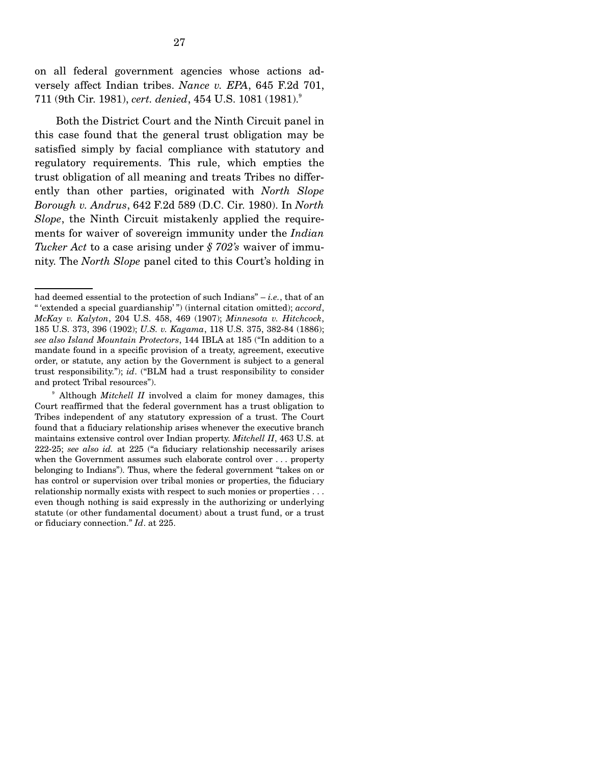on all federal government agencies whose actions adversely affect Indian tribes. *Nance v. EPA*, 645 F.2d 701, 711 (9th Cir. 1981), *cert. denied*, 454 U.S. 1081 (1981).[9]

Both the District Court and the Ninth Circuit panel in this case found that the general trust obligation may be satisfied simply by facial compliance with statutory and regulatory requirements. This rule, which empties the trust obligation of all meaning and treats Tribes no differently than other parties, originated with *North Slope Borough v. Andrus*, 642 F.2d 589 (D.C. Cir. 1980). In *North Slope*, the Ninth Circuit mistakenly applied the requirements for waiver of sovereign immunity under the *Indian Tucker Act* to a case arising under *§ 702's* waiver of immunity. The *North Slope* panel cited to this Court's holding in

---

had deemed essential to the protection of such Indians" – *i.e.*, that of an " 'extended a special guardianship' ") (internal citation omitted); *accord*, *McKay v. Kalyton*, 204 U.S. 458, 469 (1907); *Minnesota v. Hitchcock*, 185 U.S. 373, 396 (1902); *U.S. v. Kagama*, 118 U.S. 375, 382-84 (1886); *see also Island Mountain Protectors*, 144 IBLA at 185 ("In addition to a mandate found in a specific provision of a treaty, agreement, executive order, or statute, any action by the Government is subject to a general trust responsibility."); *id*. ("BLM had a trust responsibility to consider and protect Tribal resources").

[9] Although *Mitchell II* involved a claim for money damages, this Court reaffirmed that the federal government has a trust obligation to Tribes independent of any statutory expression of a trust. The Court found that a fiduciary relationship arises whenever the executive branch maintains extensive control over Indian property. *Mitchell II*, 463 U.S. at 222-25; *see also id.* at 225 ("a fiduciary relationship necessarily arises when the Government assumes such elaborate control over . . . property belonging to Indians"). Thus, where the federal government "takes on or has control or supervision over tribal monies or properties, the fiduciary relationship normally exists with respect to such monies or properties . . . even though nothing is said expressly in the authorizing or underlying statute (or other fundamental document) about a trust fund, or a trust or fiduciary connection." *Id*. at 225.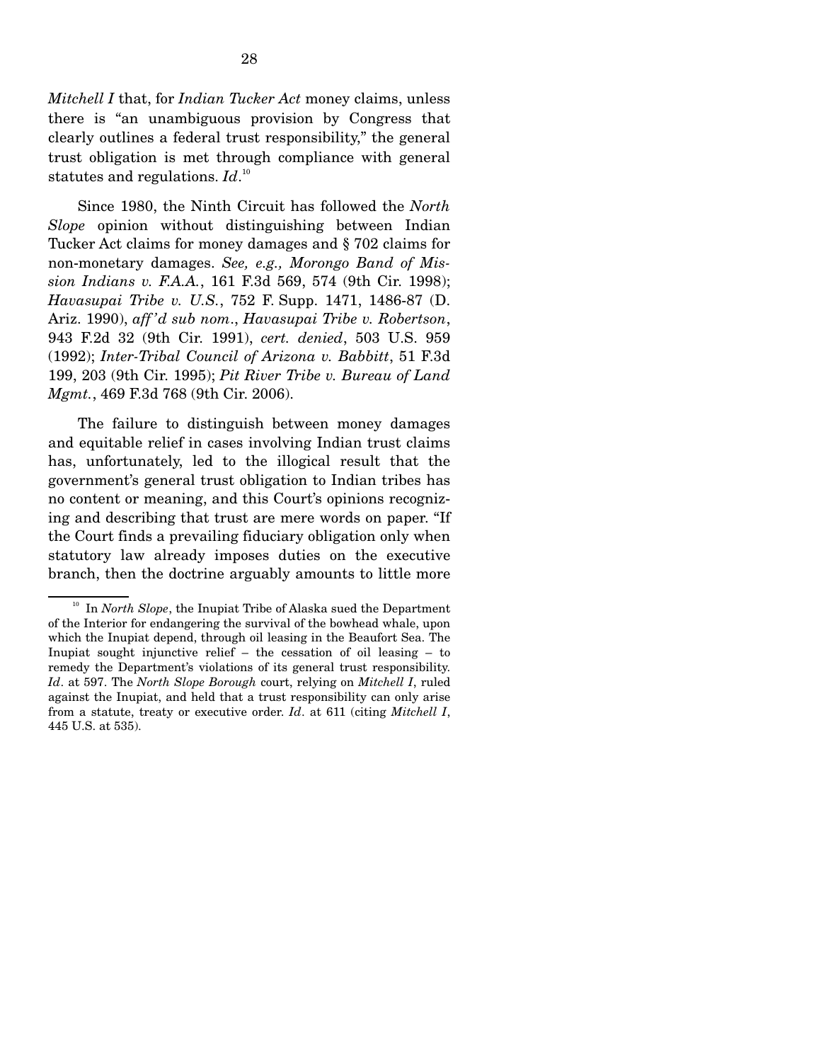*Mitchell I* that, for *Indian Tucker Act* money claims, unless there is "an unambiguous provision by Congress that clearly outlines a federal trust responsibility," the general trust obligation is met through compliance with general statutes and regulations. *Id*.[10]

Since 1980, the Ninth Circuit has followed the *North Slope* opinion without distinguishing between Indian Tucker Act claims for money damages and § 702 claims for non-monetary damages. *See, e.g., Morongo Band of Mission Indians v. F.A.A.*, 161 F.3d 569, 574 (9th Cir. 1998); *Havasupai Tribe v. U.S.*, 752 F. Supp. 1471, 1486-87 (D. Ariz. 1990), *aff'd sub nom.*, *Havasupai Tribe v. Robertson*, 943 F.2d 32 (9th Cir. 1991), *cert. denied*, 503 U.S. 959 (1992); *Inter-Tribal Council of Arizona v. Babbitt*, 51 F.3d 199, 203 (9th Cir. 1995); *Pit River Tribe v. Bureau of Land Mgmt.*, 469 F.3d 768 (9th Cir. 2006).

The failure to distinguish between money damages and equitable relief in cases involving Indian trust claims has, unfortunately, led to the illogical result that the government's general trust obligation to Indian tribes has no content or meaning, and this Court's opinions recognizing and describing that trust are mere words on paper. "If the Court finds a prevailing fiduciary obligation only when statutory law already imposes duties on the executive branch, then the doctrine arguably amounts to little more

---

[10] In *North Slope*, the Inupiat Tribe of Alaska sued the Department of the Interior for endangering the survival of the bowhead whale, upon which the Inupiat depend, through oil leasing in the Beaufort Sea. The Inupiat sought injunctive relief – the cessation of oil leasing – to remedy the Department's violations of its general trust responsibility. *Id*. at 597. The *North Slope Borough* court, relying on *Mitchell I*, ruled against the Inupiat, and held that a trust responsibility can only arise from a statute, treaty or executive order. *Id*. at 611 (citing *Mitchell I*, 445 U.S. at 535).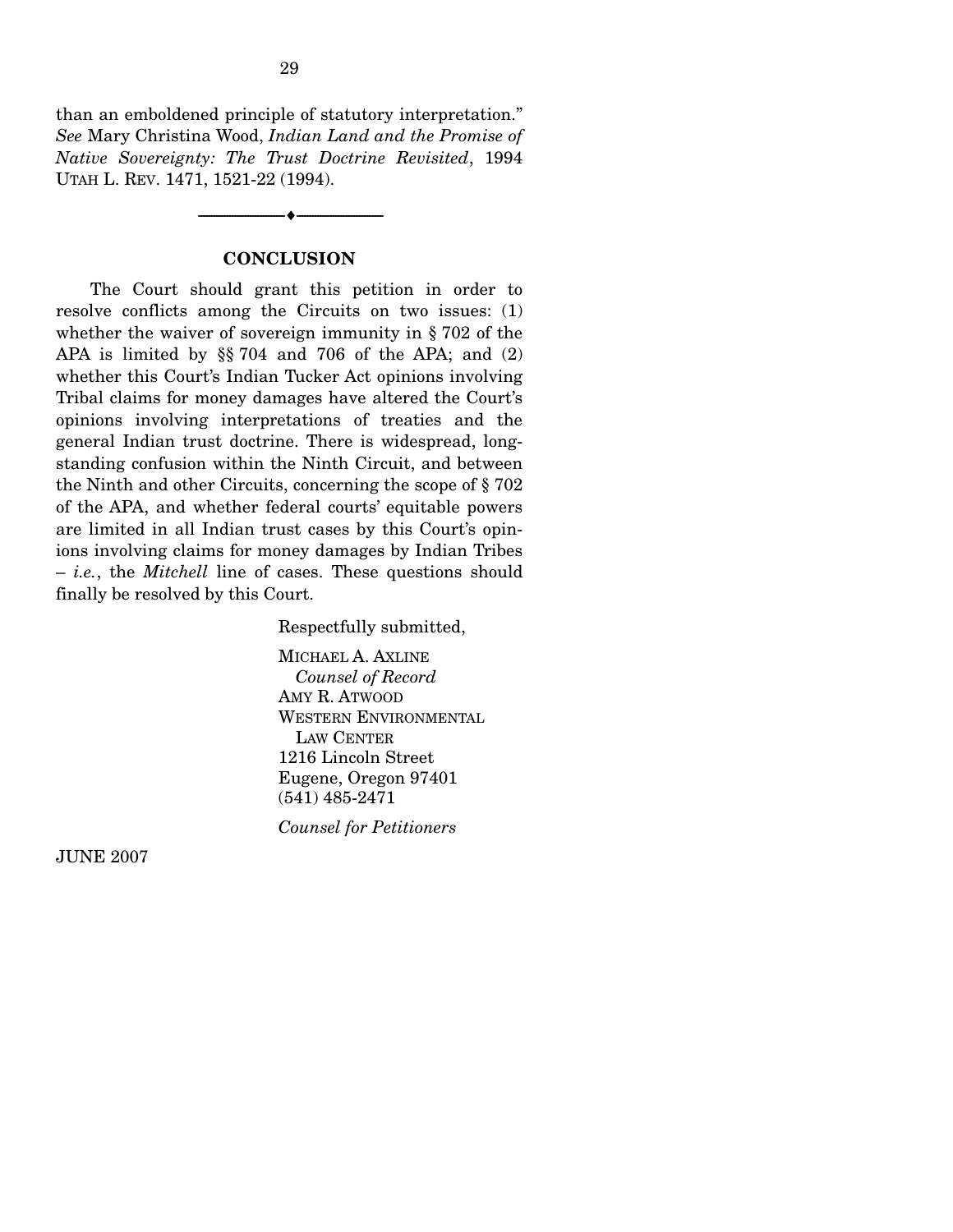than an emboldened principle of statutory interpretation." *See* Mary Christina Wood, *Indian Land and the Promise of Native Sovereignty: The Trust Doctrine Revisited*, 1994 UTAH L. REV. 1471, 1521-22 (1994).

---

## CONCLUSION

The Court should grant this petition in order to resolve conflicts among the Circuits on two issues: (1) whether the waiver of sovereign immunity in § 702 of the APA is limited by §§ 704 and 706 of the APA; and (2) whether this Court's Indian Tucker Act opinions involving Tribal claims for money damages have altered the Court's opinions involving interpretations of treaties and the general Indian trust doctrine. There is widespread, long-standing confusion within the Ninth Circuit, and between the Ninth and other Circuits, concerning the scope of § 702 of the APA, and whether federal courts' equitable powers are limited in all Indian trust cases by this Court's opinions involving claims for money damages by Indian Tribes – *i.e.*, the *Mitchell* line of cases. These questions should finally be resolved by this Court.

Respectfully submitted,

MICHAEL A. AXLINE
*Counsel of Record*
AMY R. ATWOOD
WESTERN ENVIRONMENTAL LAW CENTER
1216 Lincoln Street
Eugene, Oregon 97401
(541) 485-2471

*Counsel for Petitioners*

JUNE 2007